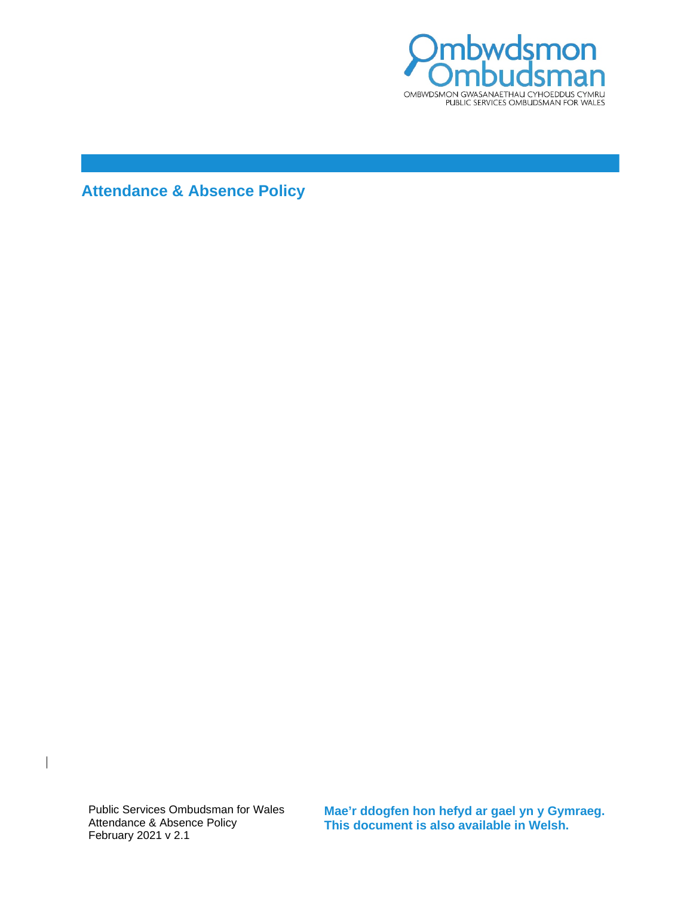Ombwdsmon
Ombudsman
OMBWDSMON GWASANAETHAU CYHOEDDUS CYMRU
PUBLIC SERVICES OMBUDSMAN FOR WALES

# Attendance & Absence Policy

Public Services Ombudsman for Wales
Attendance & Absence Policy
February 2021 v 2.1

**Mae'r ddogfen hon hefyd ar gael yn y Gymraeg.**
**This document is also available in Welsh.**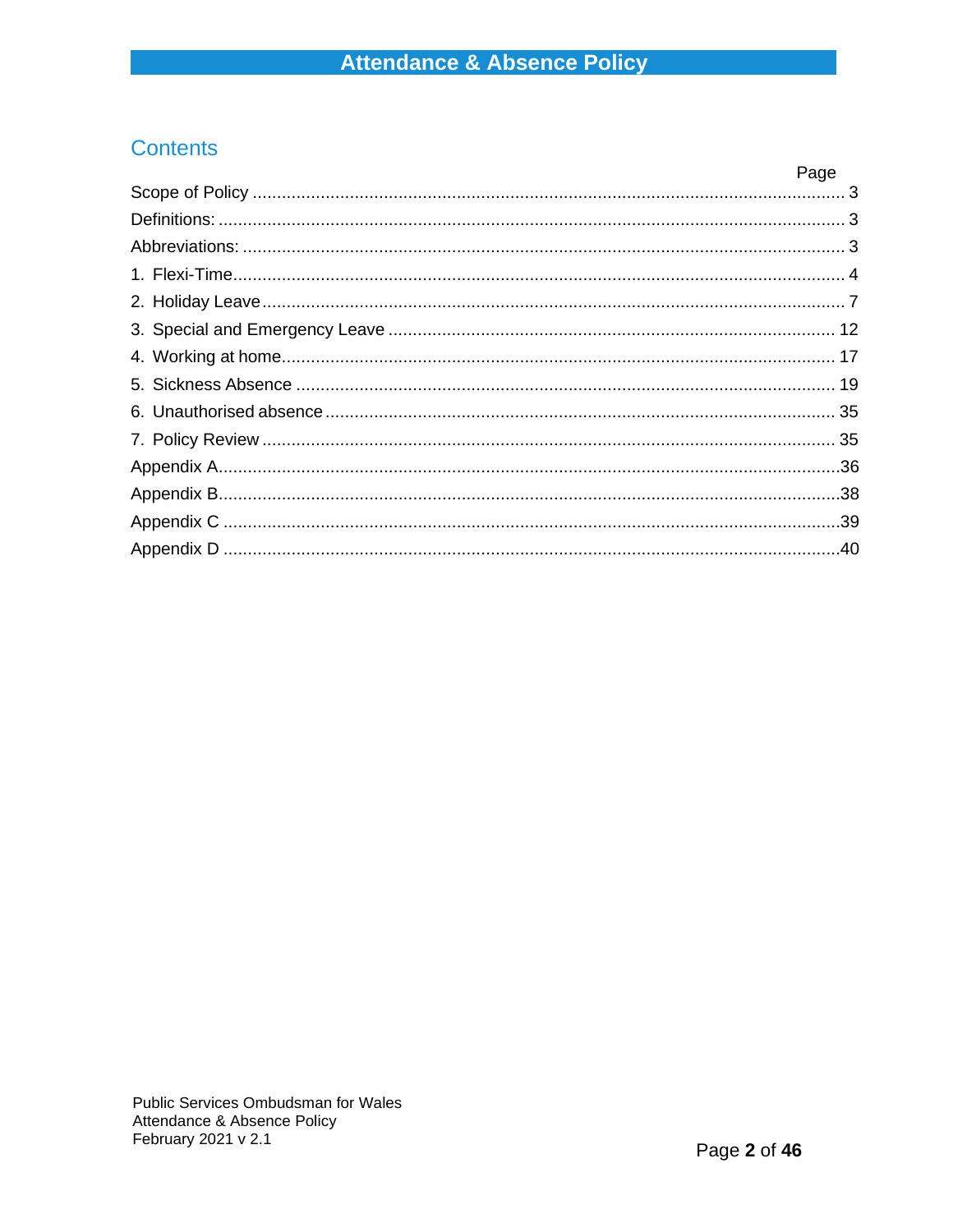## Contents

| | Page |
|---|---|
| Scope of Policy | 3 |
| Definitions: | 3 |
| Abbreviations: | 3 |
| 1. Flexi-Time | 4 |
| 2. Holiday Leave | 7 |
| 3. Special and Emergency Leave | 12 |
| 4. Working at home | 17 |
| 5. Sickness Absence | 19 |
| 6. Unauthorised absence | 35 |
| 7. Policy Review | 35 |
| Appendix A | 36 |
| Appendix B | 38 |
| Appendix C | 39 |
| Appendix D | 40 |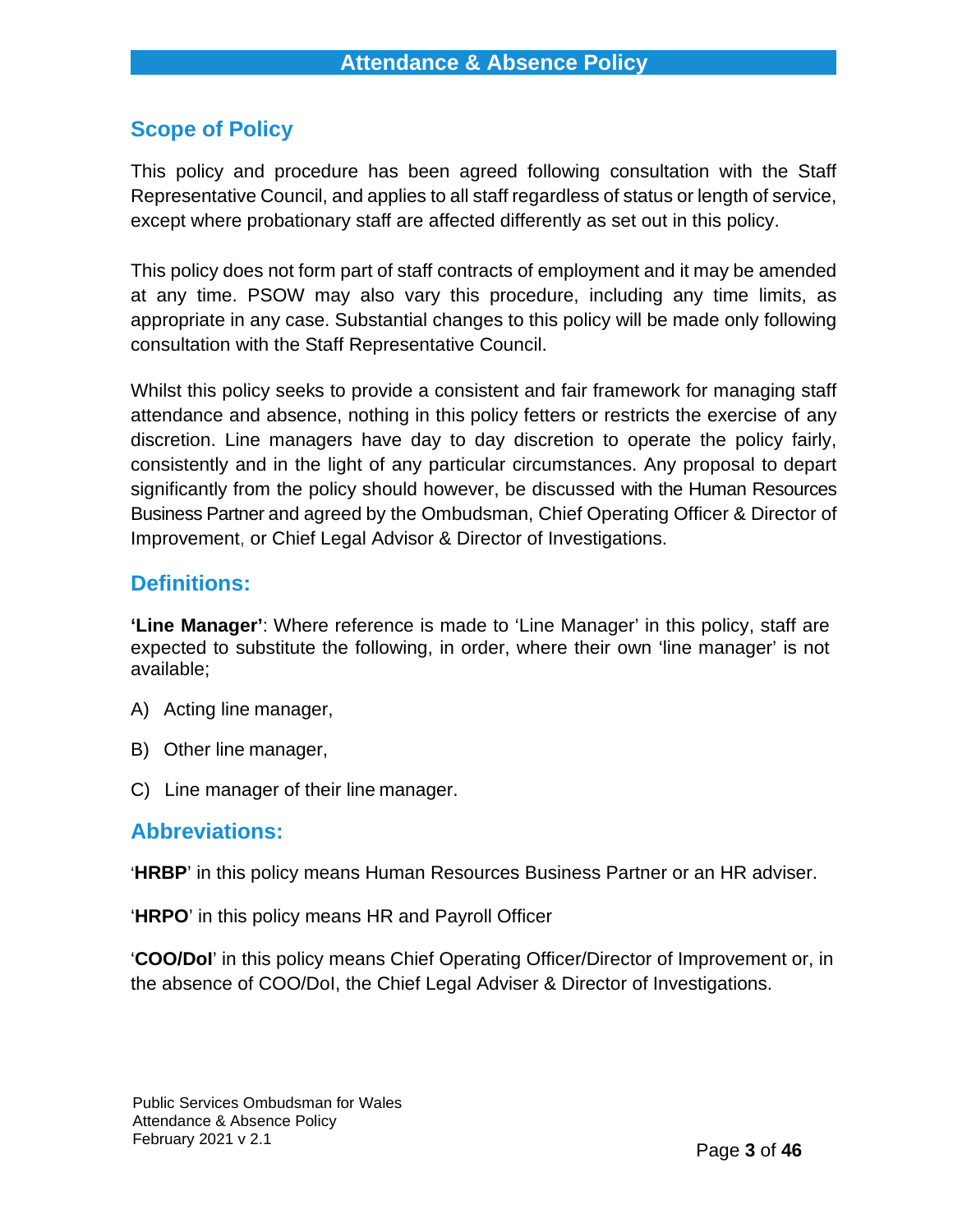## Scope of Policy

This policy and procedure has been agreed following consultation with the Staff Representative Council, and applies to all staff regardless of status or length of service, except where probationary staff are affected differently as set out in this policy.

This policy does not form part of staff contracts of employment and it may be amended at any time. PSOW may also vary this procedure, including any time limits, as appropriate in any case. Substantial changes to this policy will be made only following consultation with the Staff Representative Council.

Whilst this policy seeks to provide a consistent and fair framework for managing staff attendance and absence, nothing in this policy fetters or restricts the exercise of any discretion. Line managers have day to day discretion to operate the policy fairly, consistently and in the light of any particular circumstances. Any proposal to depart significantly from the policy should however, be discussed with the Human Resources Business Partner and agreed by the Ombudsman, Chief Operating Officer & Director of Improvement, or Chief Legal Advisor & Director of Investigations.

## Definitions:

**'Line Manager'**: Where reference is made to 'Line Manager' in this policy, staff are expected to substitute the following, in order, where their own 'line manager' is not available;

A) Acting line manager,

B) Other line manager,

C) Line manager of their line manager.

## Abbreviations:

'**HRBP**' in this policy means Human Resources Business Partner or an HR adviser.

'**HRPO**' in this policy means HR and Payroll Officer

'**COO/DoI**' in this policy means Chief Operating Officer/Director of Improvement or, in the absence of COO/DoI, the Chief Legal Adviser & Director of Investigations.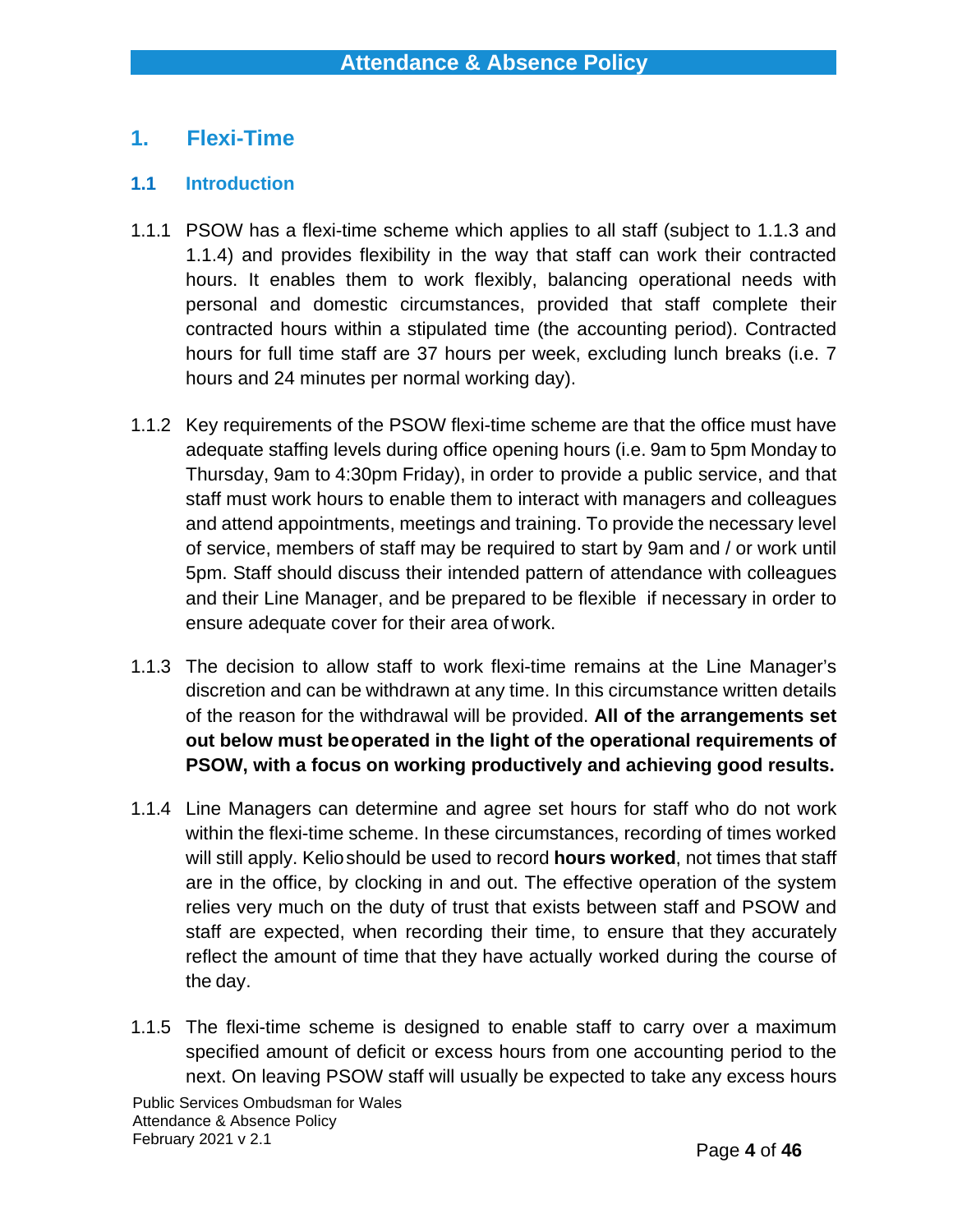## 1. Flexi-Time

### 1.1 Introduction

1.1.1 PSOW has a flexi-time scheme which applies to all staff (subject to 1.1.3 and 1.1.4) and provides flexibility in the way that staff can work their contracted hours. It enables them to work flexibly, balancing operational needs with personal and domestic circumstances, provided that staff complete their contracted hours within a stipulated time (the accounting period). Contracted hours for full time staff are 37 hours per week, excluding lunch breaks (i.e. 7 hours and 24 minutes per normal working day).

1.1.2 Key requirements of the PSOW flexi-time scheme are that the office must have adequate staffing levels during office opening hours (i.e. 9am to 5pm Monday to Thursday, 9am to 4:30pm Friday), in order to provide a public service, and that staff must work hours to enable them to interact with managers and colleagues and attend appointments, meetings and training. To provide the necessary level of service, members of staff may be required to start by 9am and / or work until 5pm. Staff should discuss their intended pattern of attendance with colleagues and their Line Manager, and be prepared to be flexible if necessary in order to ensure adequate cover for their area of work.

1.1.3 The decision to allow staff to work flexi-time remains at the Line Manager's discretion and can be withdrawn at any time. In this circumstance written details of the reason for the withdrawal will be provided. **All of the arrangements set out below must be operated in the light of the operational requirements of PSOW, with a focus on working productively and achieving good results.**

1.1.4 Line Managers can determine and agree set hours for staff who do not work within the flexi-time scheme. In these circumstances, recording of times worked will still apply. Kelio should be used to record **hours worked**, not times that staff are in the office, by clocking in and out. The effective operation of the system relies very much on the duty of trust that exists between staff and PSOW and staff are expected, when recording their time, to ensure that they accurately reflect the amount of time that they have actually worked during the course of the day.

1.1.5 The flexi-time scheme is designed to enable staff to carry over a maximum specified amount of deficit or excess hours from one accounting period to the next. On leaving PSOW staff will usually be expected to take any excess hours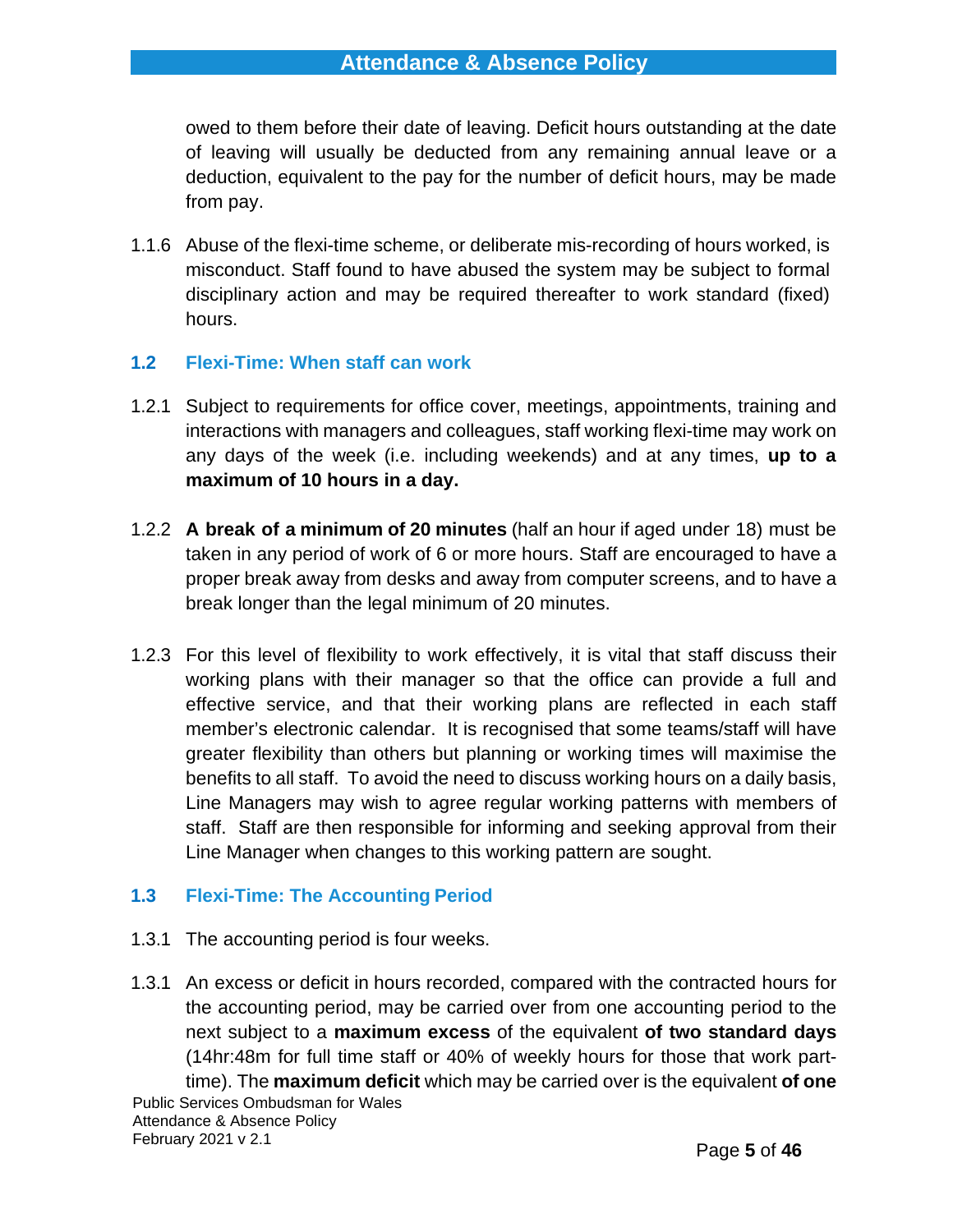owed to them before their date of leaving. Deficit hours outstanding at the date of leaving will usually be deducted from any remaining annual leave or a deduction, equivalent to the pay for the number of deficit hours, may be made from pay.

1.1.6 Abuse of the flexi-time scheme, or deliberate mis-recording of hours worked, is misconduct. Staff found to have abused the system may be subject to formal disciplinary action and may be required thereafter to work standard (fixed) hours.

### 1.2 Flexi-Time: When staff can work

1.2.1 Subject to requirements for office cover, meetings, appointments, training and interactions with managers and colleagues, staff working flexi-time may work on any days of the week (i.e. including weekends) and at any times, **up to a maximum of 10 hours in a day.**

1.2.2 **A break of a minimum of 20 minutes** (half an hour if aged under 18) must be taken in any period of work of 6 or more hours. Staff are encouraged to have a proper break away from desks and away from computer screens, and to have a break longer than the legal minimum of 20 minutes.

1.2.3 For this level of flexibility to work effectively, it is vital that staff discuss their working plans with their manager so that the office can provide a full and effective service, and that their working plans are reflected in each staff member's electronic calendar. It is recognised that some teams/staff will have greater flexibility than others but planning or working times will maximise the benefits to all staff. To avoid the need to discuss working hours on a daily basis, Line Managers may wish to agree regular working patterns with members of staff. Staff are then responsible for informing and seeking approval from their Line Manager when changes to this working pattern are sought.

### 1.3 Flexi-Time: The Accounting Period

1.3.1 The accounting period is four weeks.

1.3.1 An excess or deficit in hours recorded, compared with the contracted hours for the accounting period, may be carried over from one accounting period to the next subject to a **maximum excess** of the equivalent **of two standard days** (14hr:48m for full time staff or 40% of weekly hours for those that work part-time). The **maximum deficit** which may be carried over is the equivalent **of one**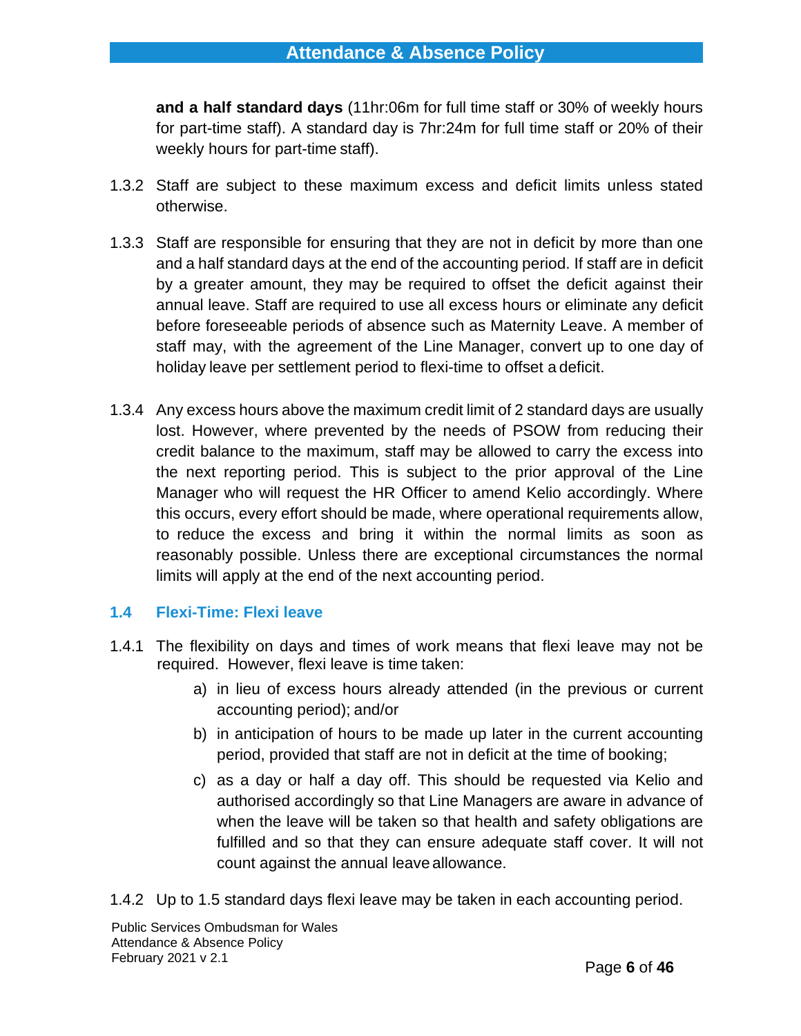**and a half standard days** (11hr:06m for full time staff or 30% of weekly hours for part-time staff). A standard day is 7hr:24m for full time staff or 20% of their weekly hours for part-time staff).

1.3.2 Staff are subject to these maximum excess and deficit limits unless stated otherwise.

1.3.3 Staff are responsible for ensuring that they are not in deficit by more than one and a half standard days at the end of the accounting period. If staff are in deficit by a greater amount, they may be required to offset the deficit against their annual leave. Staff are required to use all excess hours or eliminate any deficit before foreseeable periods of absence such as Maternity Leave. A member of staff may, with the agreement of the Line Manager, convert up to one day of holiday leave per settlement period to flexi-time to offset a deficit.

1.3.4 Any excess hours above the maximum credit limit of 2 standard days are usually lost. However, where prevented by the needs of PSOW from reducing their credit balance to the maximum, staff may be allowed to carry the excess into the next reporting period. This is subject to the prior approval of the Line Manager who will request the HR Officer to amend Kelio accordingly. Where this occurs, every effort should be made, where operational requirements allow, to reduce the excess and bring it within the normal limits as soon as reasonably possible. Unless there are exceptional circumstances the normal limits will apply at the end of the next accounting period.

### 1.4 Flexi-Time: Flexi leave

1.4.1 The flexibility on days and times of work means that flexi leave may not be required. However, flexi leave is time taken:

a) in lieu of excess hours already attended (in the previous or current accounting period); and/or

b) in anticipation of hours to be made up later in the current accounting period, provided that staff are not in deficit at the time of booking;

c) as a day or half a day off. This should be requested via Kelio and authorised accordingly so that Line Managers are aware in advance of when the leave will be taken so that health and safety obligations are fulfilled and so that they can ensure adequate staff cover. It will not count against the annual leave allowance.

1.4.2 Up to 1.5 standard days flexi leave may be taken in each accounting period.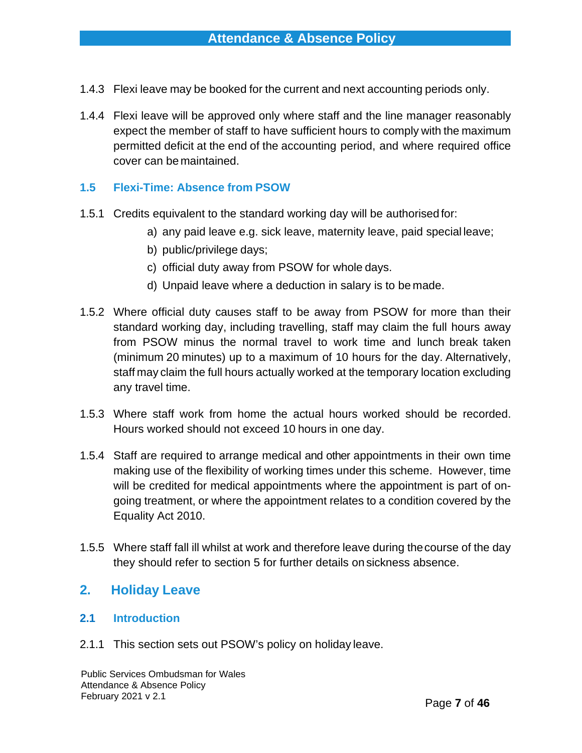1.4.3 Flexi leave may be booked for the current and next accounting periods only.

1.4.4 Flexi leave will be approved only where staff and the line manager reasonably expect the member of staff to have sufficient hours to comply with the maximum permitted deficit at the end of the accounting period, and where required office cover can be maintained.

### 1.5 Flexi-Time: Absence from PSOW

1.5.1 Credits equivalent to the standard working day will be authorised for:

a) any paid leave e.g. sick leave, maternity leave, paid special leave;

b) public/privilege days;

c) official duty away from PSOW for whole days.

d) Unpaid leave where a deduction in salary is to be made.

1.5.2 Where official duty causes staff to be away from PSOW for more than their standard working day, including travelling, staff may claim the full hours away from PSOW minus the normal travel to work time and lunch break taken (minimum 20 minutes) up to a maximum of 10 hours for the day. Alternatively, staff may claim the full hours actually worked at the temporary location excluding any travel time.

1.5.3 Where staff work from home the actual hours worked should be recorded. Hours worked should not exceed 10 hours in one day.

1.5.4 Staff are required to arrange medical and other appointments in their own time making use of the flexibility of working times under this scheme. However, time will be credited for medical appointments where the appointment is part of on-going treatment, or where the appointment relates to a condition covered by the Equality Act 2010.

1.5.5 Where staff fall ill whilst at work and therefore leave during the course of the day they should refer to section 5 for further details on sickness absence.

## 2. Holiday Leave

### 2.1 Introduction

2.1.1 This section sets out PSOW's policy on holiday leave.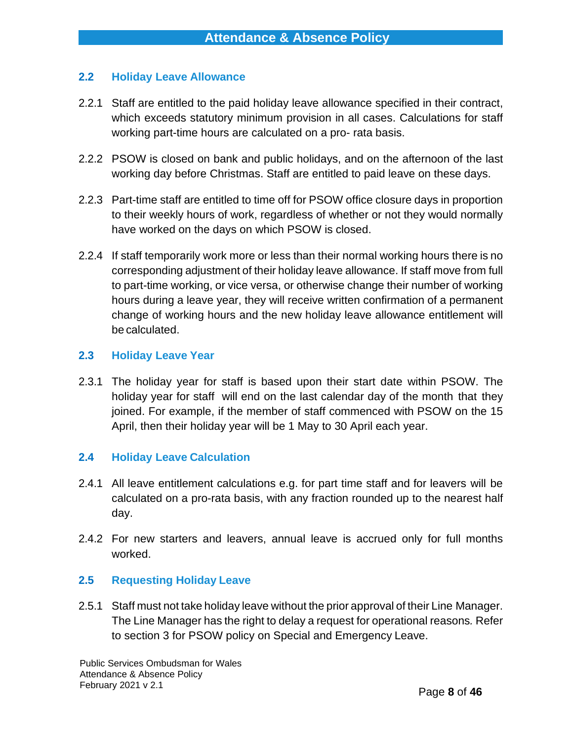### 2.2 Holiday Leave Allowance

2.2.1 Staff are entitled to the paid holiday leave allowance specified in their contract, which exceeds statutory minimum provision in all cases. Calculations for staff working part-time hours are calculated on a pro- rata basis.

2.2.2 PSOW is closed on bank and public holidays, and on the afternoon of the last working day before Christmas. Staff are entitled to paid leave on these days.

2.2.3 Part-time staff are entitled to time off for PSOW office closure days in proportion to their weekly hours of work, regardless of whether or not they would normally have worked on the days on which PSOW is closed.

2.2.4 If staff temporarily work more or less than their normal working hours there is no corresponding adjustment of their holiday leave allowance. If staff move from full to part-time working, or vice versa, or otherwise change their number of working hours during a leave year, they will receive written confirmation of a permanent change of working hours and the new holiday leave allowance entitlement will be calculated.

### 2.3 Holiday Leave Year

2.3.1 The holiday year for staff is based upon their start date within PSOW. The holiday year for staff will end on the last calendar day of the month that they joined. For example, if the member of staff commenced with PSOW on the 15 April, then their holiday year will be 1 May to 30 April each year.

### 2.4 Holiday Leave Calculation

2.4.1 All leave entitlement calculations e.g. for part time staff and for leavers will be calculated on a pro-rata basis, with any fraction rounded up to the nearest half day.

2.4.2 For new starters and leavers, annual leave is accrued only for full months worked.

### 2.5 Requesting Holiday Leave

2.5.1 Staff must not take holiday leave without the prior approval of their Line Manager. The Line Manager has the right to delay a request for operational reasons. Refer to section 3 for PSOW policy on Special and Emergency Leave.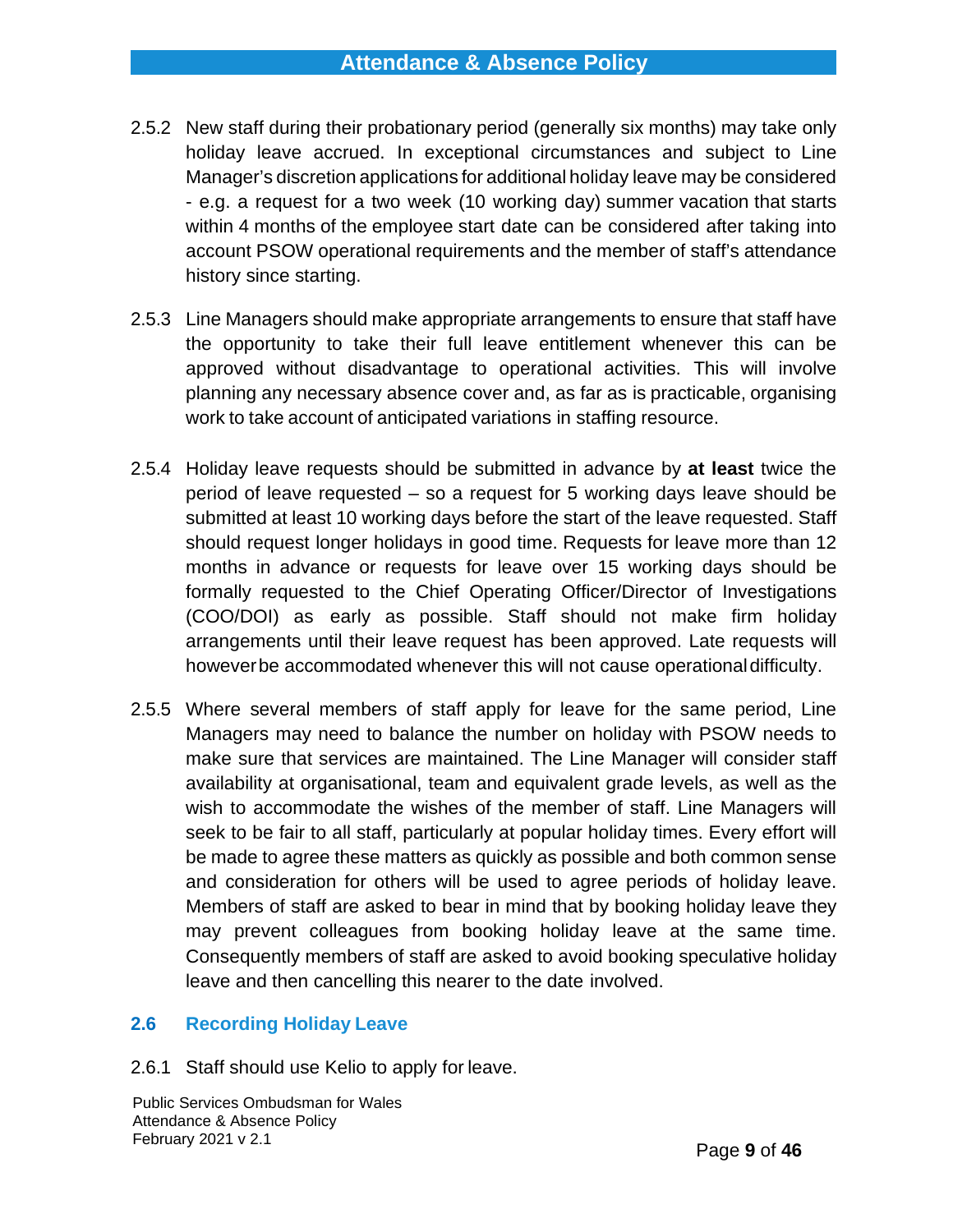2.5.2 New staff during their probationary period (generally six months) may take only holiday leave accrued. In exceptional circumstances and subject to Line Manager's discretion applications for additional holiday leave may be considered - e.g. a request for a two week (10 working day) summer vacation that starts within 4 months of the employee start date can be considered after taking into account PSOW operational requirements and the member of staff's attendance history since starting.

2.5.3 Line Managers should make appropriate arrangements to ensure that staff have the opportunity to take their full leave entitlement whenever this can be approved without disadvantage to operational activities. This will involve planning any necessary absence cover and, as far as is practicable, organising work to take account of anticipated variations in staffing resource.

2.5.4 Holiday leave requests should be submitted in advance by **at least** twice the period of leave requested – so a request for 5 working days leave should be submitted at least 10 working days before the start of the leave requested. Staff should request longer holidays in good time. Requests for leave more than 12 months in advance or requests for leave over 15 working days should be formally requested to the Chief Operating Officer/Director of Investigations (COO/DOI) as early as possible. Staff should not make firm holiday arrangements until their leave request has been approved. Late requests will however be accommodated whenever this will not cause operational difficulty.

2.5.5 Where several members of staff apply for leave for the same period, Line Managers may need to balance the number on holiday with PSOW needs to make sure that services are maintained. The Line Manager will consider staff availability at organisational, team and equivalent grade levels, as well as the wish to accommodate the wishes of the member of staff. Line Managers will seek to be fair to all staff, particularly at popular holiday times. Every effort will be made to agree these matters as quickly as possible and both common sense and consideration for others will be used to agree periods of holiday leave. Members of staff are asked to bear in mind that by booking holiday leave they may prevent colleagues from booking holiday leave at the same time. Consequently members of staff are asked to avoid booking speculative holiday leave and then cancelling this nearer to the date involved.

## 2.6 Recording Holiday Leave

2.6.1 Staff should use Kelio to apply for leave.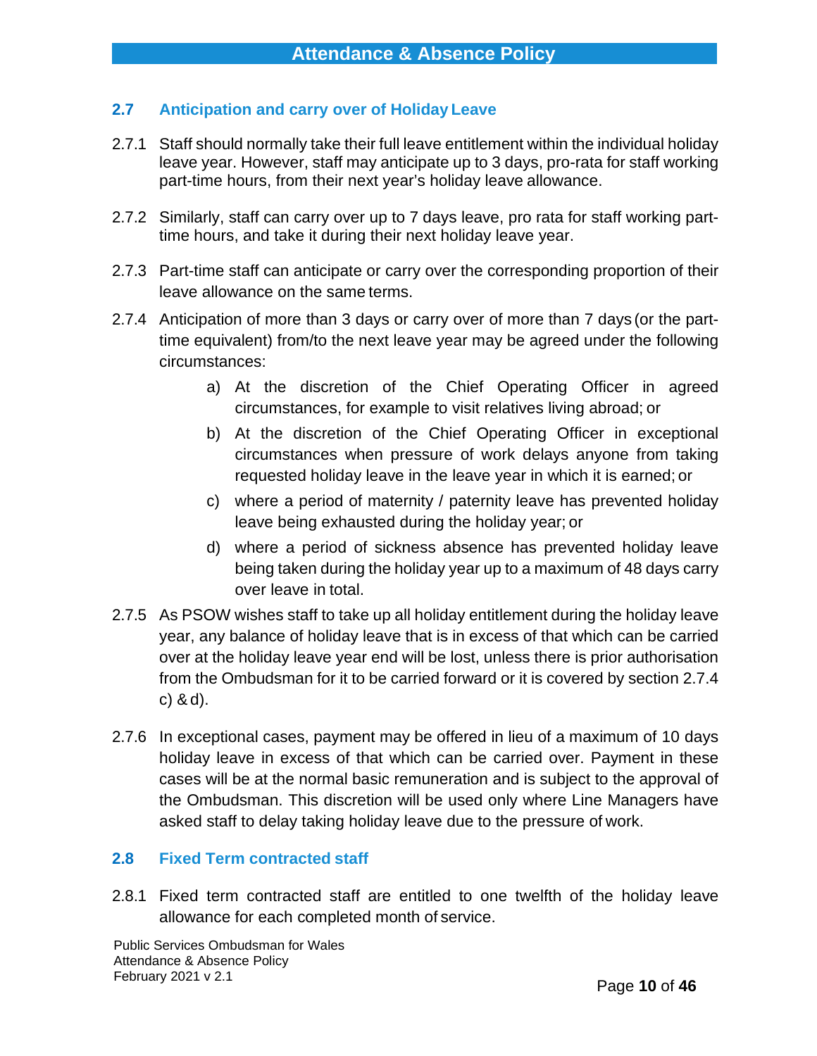## 2.7 Anticipation and carry over of Holiday Leave

2.7.1 Staff should normally take their full leave entitlement within the individual holiday leave year. However, staff may anticipate up to 3 days, pro-rata for staff working part-time hours, from their next year's holiday leave allowance.

2.7.2 Similarly, staff can carry over up to 7 days leave, pro rata for staff working part-time hours, and take it during their next holiday leave year.

2.7.3 Part-time staff can anticipate or carry over the corresponding proportion of their leave allowance on the same terms.

2.7.4 Anticipation of more than 3 days or carry over of more than 7 days (or the part-time equivalent) from/to the next leave year may be agreed under the following circumstances:

a) At the discretion of the Chief Operating Officer in agreed circumstances, for example to visit relatives living abroad; or

b) At the discretion of the Chief Operating Officer in exceptional circumstances when pressure of work delays anyone from taking requested holiday leave in the leave year in which it is earned; or

c) where a period of maternity / paternity leave has prevented holiday leave being exhausted during the holiday year; or

d) where a period of sickness absence has prevented holiday leave being taken during the holiday year up to a maximum of 48 days carry over leave in total.

2.7.5 As PSOW wishes staff to take up all holiday entitlement during the holiday leave year, any balance of holiday leave that is in excess of that which can be carried over at the holiday leave year end will be lost, unless there is prior authorisation from the Ombudsman for it to be carried forward or it is covered by section 2.7.4 c) & d).

2.7.6 In exceptional cases, payment may be offered in lieu of a maximum of 10 days holiday leave in excess of that which can be carried over. Payment in these cases will be at the normal basic remuneration and is subject to the approval of the Ombudsman. This discretion will be used only where Line Managers have asked staff to delay taking holiday leave due to the pressure of work.

## 2.8 Fixed Term contracted staff

2.8.1 Fixed term contracted staff are entitled to one twelfth of the holiday leave allowance for each completed month of service.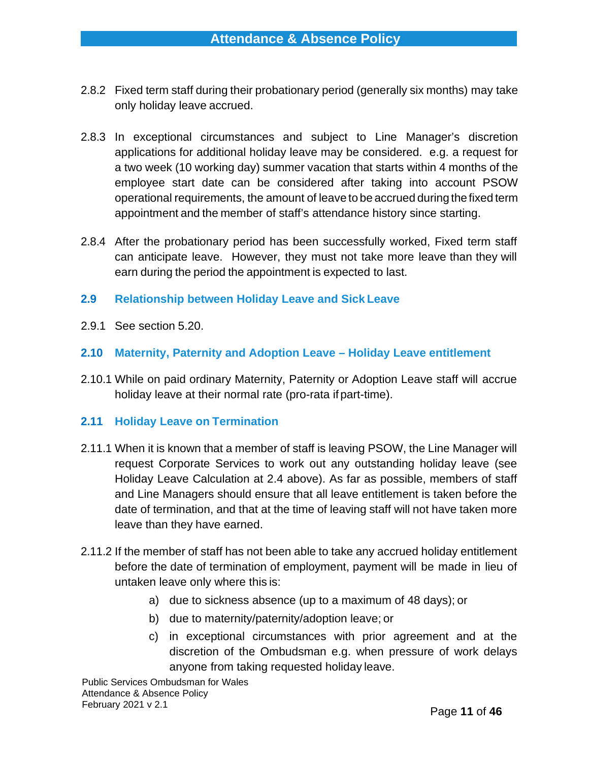2.8.2 Fixed term staff during their probationary period (generally six months) may take only holiday leave accrued.

2.8.3 In exceptional circumstances and subject to Line Manager's discretion applications for additional holiday leave may be considered. e.g. a request for a two week (10 working day) summer vacation that starts within 4 months of the employee start date can be considered after taking into account PSOW operational requirements, the amount of leave to be accrued during the fixed term appointment and the member of staff's attendance history since starting.

2.8.4 After the probationary period has been successfully worked, Fixed term staff can anticipate leave. However, they must not take more leave than they will earn during the period the appointment is expected to last.

### 2.9 Relationship between Holiday Leave and Sick Leave

2.9.1 See section 5.20.

### 2.10 Maternity, Paternity and Adoption Leave – Holiday Leave entitlement

2.10.1 While on paid ordinary Maternity, Paternity or Adoption Leave staff will accrue holiday leave at their normal rate (pro-rata if part-time).

### 2.11 Holiday Leave on Termination

2.11.1 When it is known that a member of staff is leaving PSOW, the Line Manager will request Corporate Services to work out any outstanding holiday leave (see Holiday Leave Calculation at 2.4 above). As far as possible, members of staff and Line Managers should ensure that all leave entitlement is taken before the date of termination, and that at the time of leaving staff will not have taken more leave than they have earned.

2.11.2 If the member of staff has not been able to take any accrued holiday entitlement before the date of termination of employment, payment will be made in lieu of untaken leave only where this is:

a) due to sickness absence (up to a maximum of 48 days); or

b) due to maternity/paternity/adoption leave; or

c) in exceptional circumstances with prior agreement and at the discretion of the Ombudsman e.g. when pressure of work delays anyone from taking requested holiday leave.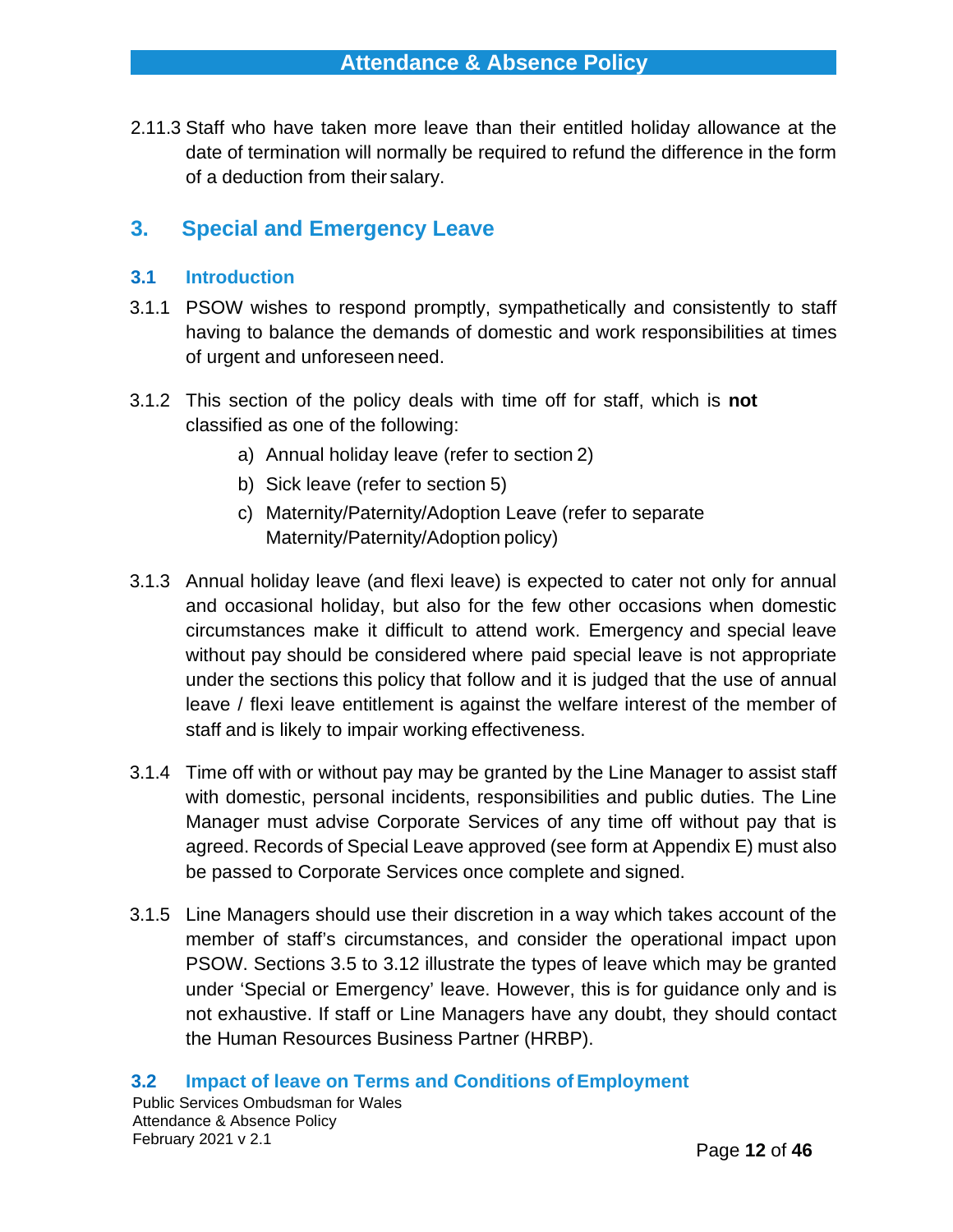2.11.3 Staff who have taken more leave than their entitled holiday allowance at the date of termination will normally be required to refund the difference in the form of a deduction from their salary.

## 3. Special and Emergency Leave

### 3.1 Introduction

3.1.1 PSOW wishes to respond promptly, sympathetically and consistently to staff having to balance the demands of domestic and work responsibilities at times of urgent and unforeseen need.

3.1.2 This section of the policy deals with time off for staff, which is **not** classified as one of the following:

a) Annual holiday leave (refer to section 2)

b) Sick leave (refer to section 5)

c) Maternity/Paternity/Adoption Leave (refer to separate Maternity/Paternity/Adoption policy)

3.1.3 Annual holiday leave (and flexi leave) is expected to cater not only for annual and occasional holiday, but also for the few other occasions when domestic circumstances make it difficult to attend work. Emergency and special leave without pay should be considered where paid special leave is not appropriate under the sections this policy that follow and it is judged that the use of annual leave / flexi leave entitlement is against the welfare interest of the member of staff and is likely to impair working effectiveness.

3.1.4 Time off with or without pay may be granted by the Line Manager to assist staff with domestic, personal incidents, responsibilities and public duties. The Line Manager must advise Corporate Services of any time off without pay that is agreed. Records of Special Leave approved (see form at Appendix E) must also be passed to Corporate Services once complete and signed.

3.1.5 Line Managers should use their discretion in a way which takes account of the member of staff's circumstances, and consider the operational impact upon PSOW. Sections 3.5 to 3.12 illustrate the types of leave which may be granted under 'Special or Emergency' leave. However, this is for guidance only and is not exhaustive. If staff or Line Managers have any doubt, they should contact the Human Resources Business Partner (HRBP).

### 3.2 Impact of leave on Terms and Conditions of Employment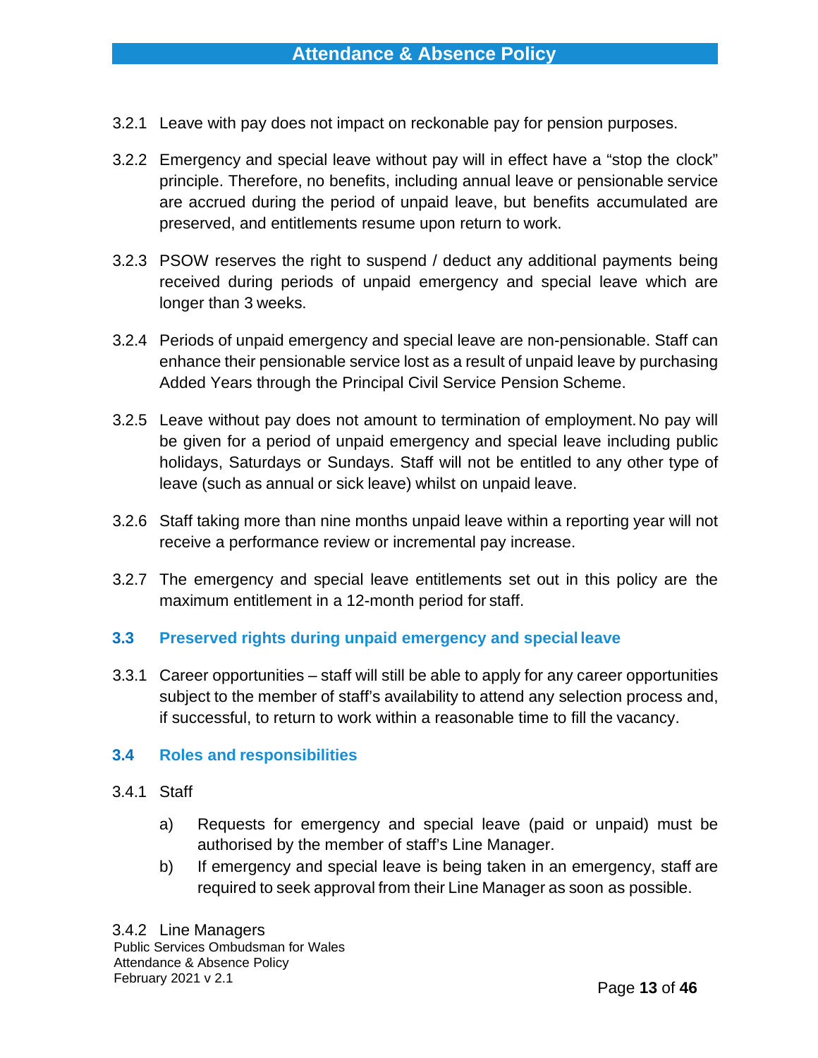3.2.1 Leave with pay does not impact on reckonable pay for pension purposes.

3.2.2 Emergency and special leave without pay will in effect have a "stop the clock" principle. Therefore, no benefits, including annual leave or pensionable service are accrued during the period of unpaid leave, but benefits accumulated are preserved, and entitlements resume upon return to work.

3.2.3 PSOW reserves the right to suspend / deduct any additional payments being received during periods of unpaid emergency and special leave which are longer than 3 weeks.

3.2.4 Periods of unpaid emergency and special leave are non-pensionable. Staff can enhance their pensionable service lost as a result of unpaid leave by purchasing Added Years through the Principal Civil Service Pension Scheme.

3.2.5 Leave without pay does not amount to termination of employment. No pay will be given for a period of unpaid emergency and special leave including public holidays, Saturdays or Sundays. Staff will not be entitled to any other type of leave (such as annual or sick leave) whilst on unpaid leave.

3.2.6 Staff taking more than nine months unpaid leave within a reporting year will not receive a performance review or incremental pay increase.

3.2.7 The emergency and special leave entitlements set out in this policy are the maximum entitlement in a 12-month period for staff.

### 3.3 Preserved rights during unpaid emergency and special leave

3.3.1 Career opportunities – staff will still be able to apply for any career opportunities subject to the member of staff's availability to attend any selection process and, if successful, to return to work within a reasonable time to fill the vacancy.

### 3.4 Roles and responsibilities

3.4.1 Staff

a) Requests for emergency and special leave (paid or unpaid) must be authorised by the member of staff's Line Manager.

b) If emergency and special leave is being taken in an emergency, staff are required to seek approval from their Line Manager as soon as possible.

3.4.2 Line Managers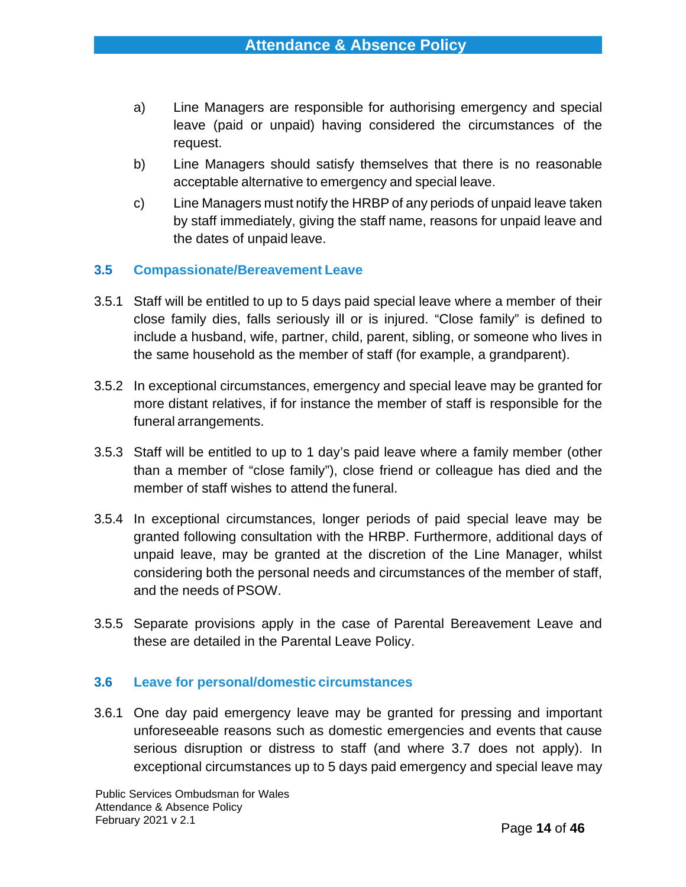a) Line Managers are responsible for authorising emergency and special leave (paid or unpaid) having considered the circumstances of the request.

b) Line Managers should satisfy themselves that there is no reasonable acceptable alternative to emergency and special leave.

c) Line Managers must notify the HRBP of any periods of unpaid leave taken by staff immediately, giving the staff name, reasons for unpaid leave and the dates of unpaid leave.

### 3.5 Compassionate/Bereavement Leave

3.5.1 Staff will be entitled to up to 5 days paid special leave where a member of their close family dies, falls seriously ill or is injured. "Close family" is defined to include a husband, wife, partner, child, parent, sibling, or someone who lives in the same household as the member of staff (for example, a grandparent).

3.5.2 In exceptional circumstances, emergency and special leave may be granted for more distant relatives, if for instance the member of staff is responsible for the funeral arrangements.

3.5.3 Staff will be entitled to up to 1 day's paid leave where a family member (other than a member of "close family"), close friend or colleague has died and the member of staff wishes to attend the funeral.

3.5.4 In exceptional circumstances, longer periods of paid special leave may be granted following consultation with the HRBP. Furthermore, additional days of unpaid leave, may be granted at the discretion of the Line Manager, whilst considering both the personal needs and circumstances of the member of staff, and the needs of PSOW.

3.5.5 Separate provisions apply in the case of Parental Bereavement Leave and these are detailed in the Parental Leave Policy.

### 3.6 Leave for personal/domestic circumstances

3.6.1 One day paid emergency leave may be granted for pressing and important unforeseeable reasons such as domestic emergencies and events that cause serious disruption or distress to staff (and where 3.7 does not apply). In exceptional circumstances up to 5 days paid emergency and special leave may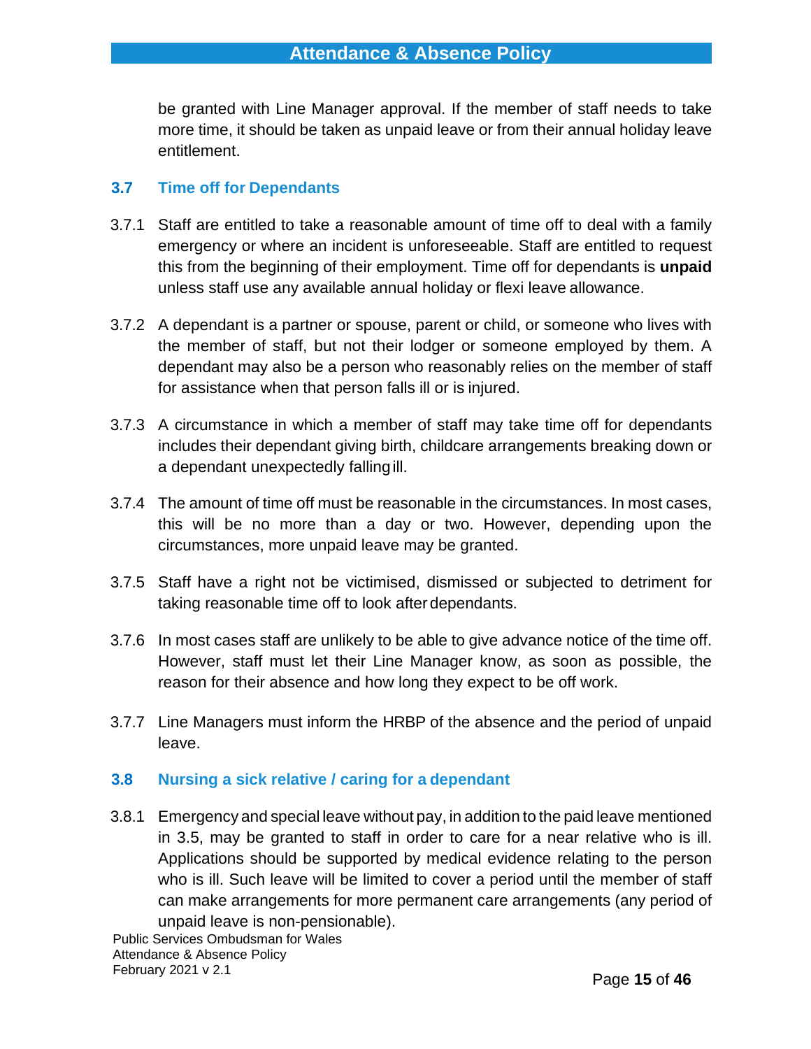be granted with Line Manager approval. If the member of staff needs to take more time, it should be taken as unpaid leave or from their annual holiday leave entitlement.

### 3.7 Time off for Dependants

3.7.1 Staff are entitled to take a reasonable amount of time off to deal with a family emergency or where an incident is unforeseeable. Staff are entitled to request this from the beginning of their employment. Time off for dependants is **unpaid** unless staff use any available annual holiday or flexi leave allowance.

3.7.2 A dependant is a partner or spouse, parent or child, or someone who lives with the member of staff, but not their lodger or someone employed by them. A dependant may also be a person who reasonably relies on the member of staff for assistance when that person falls ill or is injured.

3.7.3 A circumstance in which a member of staff may take time off for dependants includes their dependant giving birth, childcare arrangements breaking down or a dependant unexpectedly falling ill.

3.7.4 The amount of time off must be reasonable in the circumstances. In most cases, this will be no more than a day or two. However, depending upon the circumstances, more unpaid leave may be granted.

3.7.5 Staff have a right not be victimised, dismissed or subjected to detriment for taking reasonable time off to look after dependants.

3.7.6 In most cases staff are unlikely to be able to give advance notice of the time off. However, staff must let their Line Manager know, as soon as possible, the reason for their absence and how long they expect to be off work.

3.7.7 Line Managers must inform the HRBP of the absence and the period of unpaid leave.

### 3.8 Nursing a sick relative / caring for a dependant

3.8.1 Emergency and special leave without pay, in addition to the paid leave mentioned in 3.5, may be granted to staff in order to care for a near relative who is ill. Applications should be supported by medical evidence relating to the person who is ill. Such leave will be limited to cover a period until the member of staff can make arrangements for more permanent care arrangements (any period of unpaid leave is non-pensionable).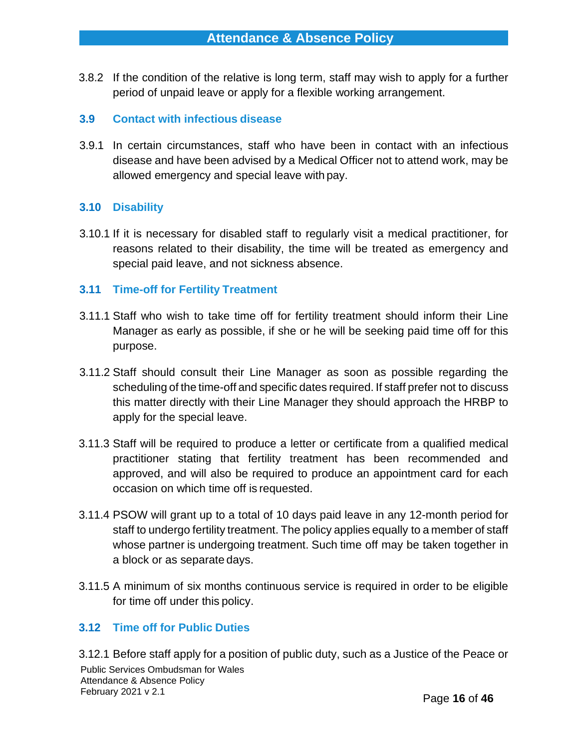3.8.2 If the condition of the relative is long term, staff may wish to apply for a further period of unpaid leave or apply for a flexible working arrangement.

### 3.9 Contact with infectious disease

3.9.1 In certain circumstances, staff who have been in contact with an infectious disease and have been advised by a Medical Officer not to attend work, may be allowed emergency and special leave with pay.

### 3.10 Disability

3.10.1 If it is necessary for disabled staff to regularly visit a medical practitioner, for reasons related to their disability, the time will be treated as emergency and special paid leave, and not sickness absence.

### 3.11 Time-off for Fertility Treatment

3.11.1 Staff who wish to take time off for fertility treatment should inform their Line Manager as early as possible, if she or he will be seeking paid time off for this purpose.

3.11.2 Staff should consult their Line Manager as soon as possible regarding the scheduling of the time-off and specific dates required. If staff prefer not to discuss this matter directly with their Line Manager they should approach the HRBP to apply for the special leave.

3.11.3 Staff will be required to produce a letter or certificate from a qualified medical practitioner stating that fertility treatment has been recommended and approved, and will also be required to produce an appointment card for each occasion on which time off is requested.

3.11.4 PSOW will grant up to a total of 10 days paid leave in any 12-month period for staff to undergo fertility treatment. The policy applies equally to a member of staff whose partner is undergoing treatment. Such time off may be taken together in a block or as separate days.

3.11.5 A minimum of six months continuous service is required in order to be eligible for time off under this policy.

### 3.12 Time off for Public Duties

3.12.1 Before staff apply for a position of public duty, such as a Justice of the Peace or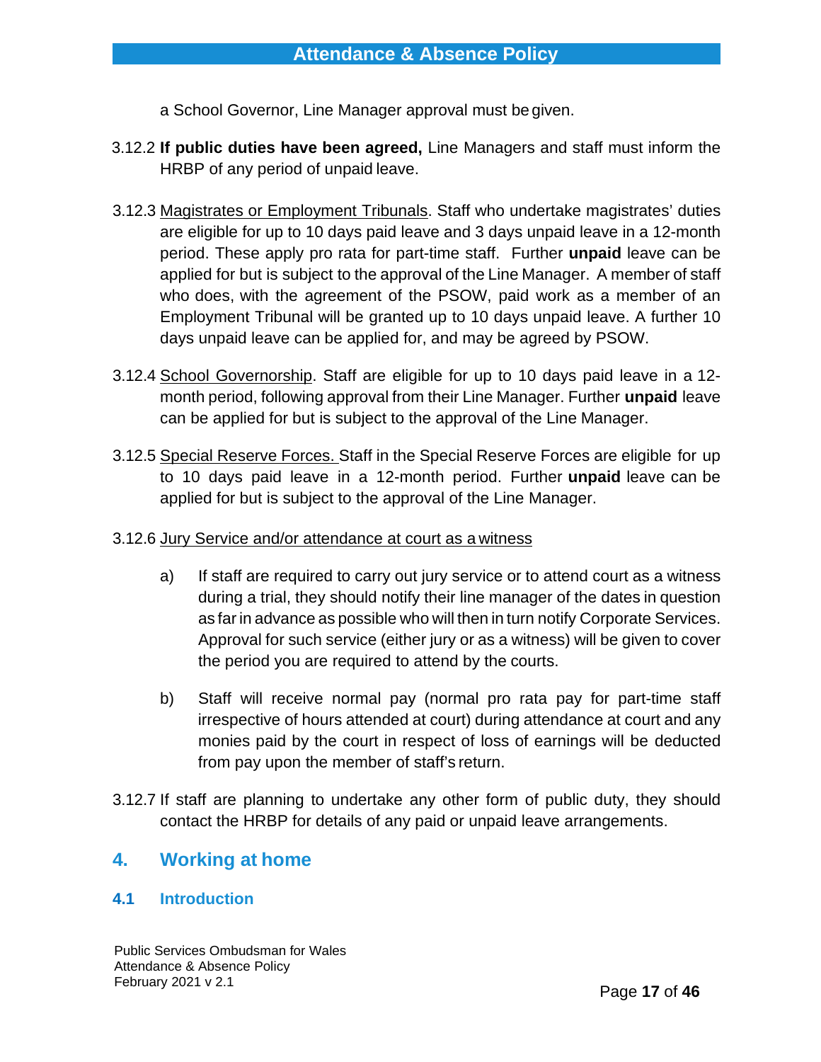a School Governor, Line Manager approval must be given.

3.12.2 **If public duties have been agreed,** Line Managers and staff must inform the HRBP of any period of unpaid leave.

3.12.3 Magistrates or Employment Tribunals. Staff who undertake magistrates' duties are eligible for up to 10 days paid leave and 3 days unpaid leave in a 12-month period. These apply pro rata for part-time staff. Further **unpaid** leave can be applied for but is subject to the approval of the Line Manager. A member of staff who does, with the agreement of the PSOW, paid work as a member of an Employment Tribunal will be granted up to 10 days unpaid leave. A further 10 days unpaid leave can be applied for, and may be agreed by PSOW.

3.12.4 School Governorship. Staff are eligible for up to 10 days paid leave in a 12-month period, following approval from their Line Manager. Further **unpaid** leave can be applied for but is subject to the approval of the Line Manager.

3.12.5 Special Reserve Forces. Staff in the Special Reserve Forces are eligible for up to 10 days paid leave in a 12-month period. Further **unpaid** leave can be applied for but is subject to the approval of the Line Manager.

3.12.6 Jury Service and/or attendance at court as a witness

a) If staff are required to carry out jury service or to attend court as a witness during a trial, they should notify their line manager of the dates in question as far in advance as possible who will then in turn notify Corporate Services. Approval for such service (either jury or as a witness) will be given to cover the period you are required to attend by the courts.

b) Staff will receive normal pay (normal pro rata pay for part-time staff irrespective of hours attended at court) during attendance at court and any monies paid by the court in respect of loss of earnings will be deducted from pay upon the member of staff's return.

3.12.7 If staff are planning to undertake any other form of public duty, they should contact the HRBP for details of any paid or unpaid leave arrangements.

## 4. Working at home

### 4.1 Introduction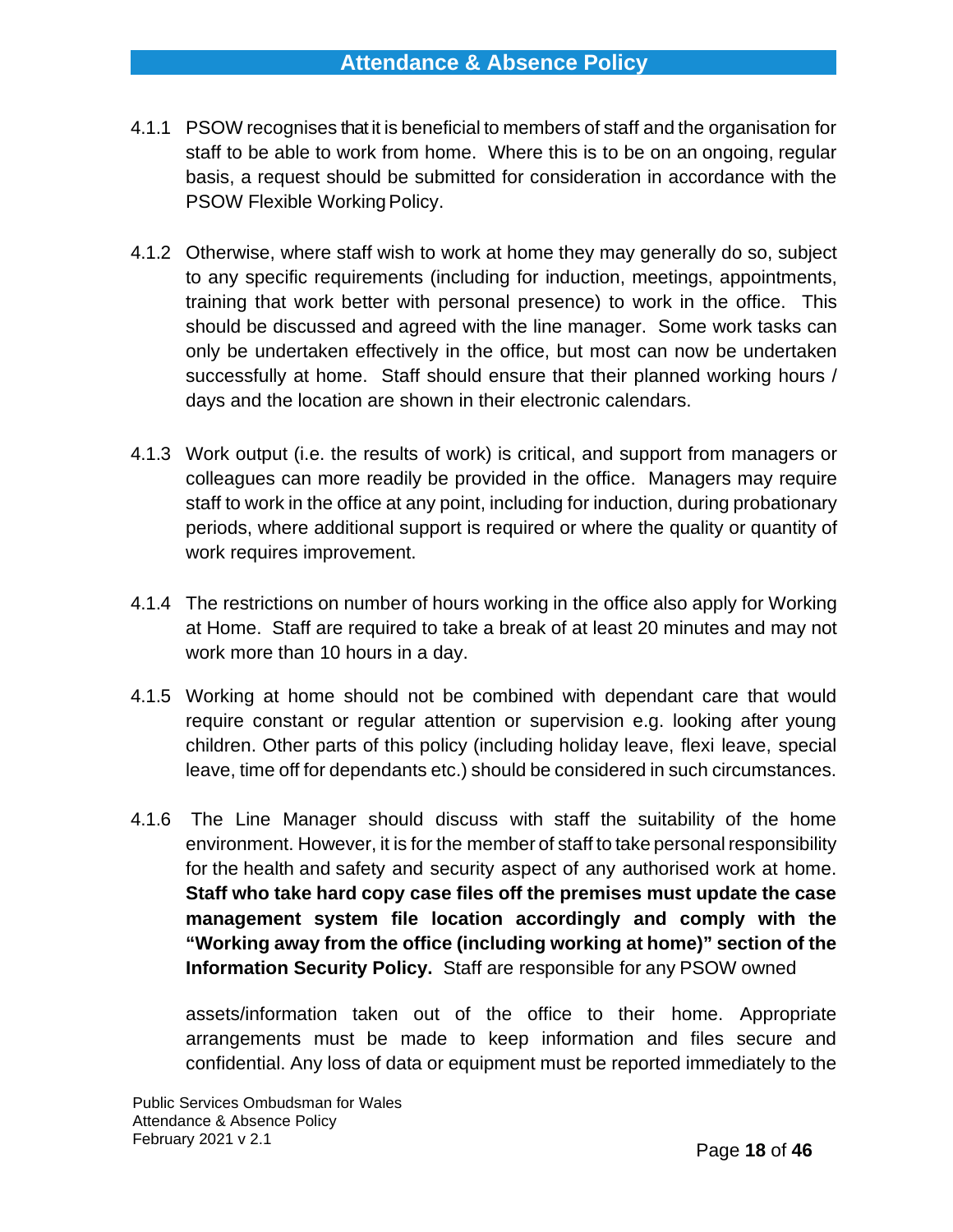4.1.1 PSOW recognises that it is beneficial to members of staff and the organisation for staff to be able to work from home. Where this is to be on an ongoing, regular basis, a request should be submitted for consideration in accordance with the PSOW Flexible Working Policy.

4.1.2 Otherwise, where staff wish to work at home they may generally do so, subject to any specific requirements (including for induction, meetings, appointments, training that work better with personal presence) to work in the office. This should be discussed and agreed with the line manager. Some work tasks can only be undertaken effectively in the office, but most can now be undertaken successfully at home. Staff should ensure that their planned working hours / days and the location are shown in their electronic calendars.

4.1.3 Work output (i.e. the results of work) is critical, and support from managers or colleagues can more readily be provided in the office. Managers may require staff to work in the office at any point, including for induction, during probationary periods, where additional support is required or where the quality or quantity of work requires improvement.

4.1.4 The restrictions on number of hours working in the office also apply for Working at Home. Staff are required to take a break of at least 20 minutes and may not work more than 10 hours in a day.

4.1.5 Working at home should not be combined with dependant care that would require constant or regular attention or supervision e.g. looking after young children. Other parts of this policy (including holiday leave, flexi leave, special leave, time off for dependants etc.) should be considered in such circumstances.

4.1.6 The Line Manager should discuss with staff the suitability of the home environment. However, it is for the member of staff to take personal responsibility for the health and safety and security aspect of any authorised work at home. **Staff who take hard copy case files off the premises must update the case management system file location accordingly and comply with the "Working away from the office (including working at home)" section of the Information Security Policy.** Staff are responsible for any PSOW owned assets/information taken out of the office to their home. Appropriate arrangements must be made to keep information and files secure and confidential. Any loss of data or equipment must be reported immediately to the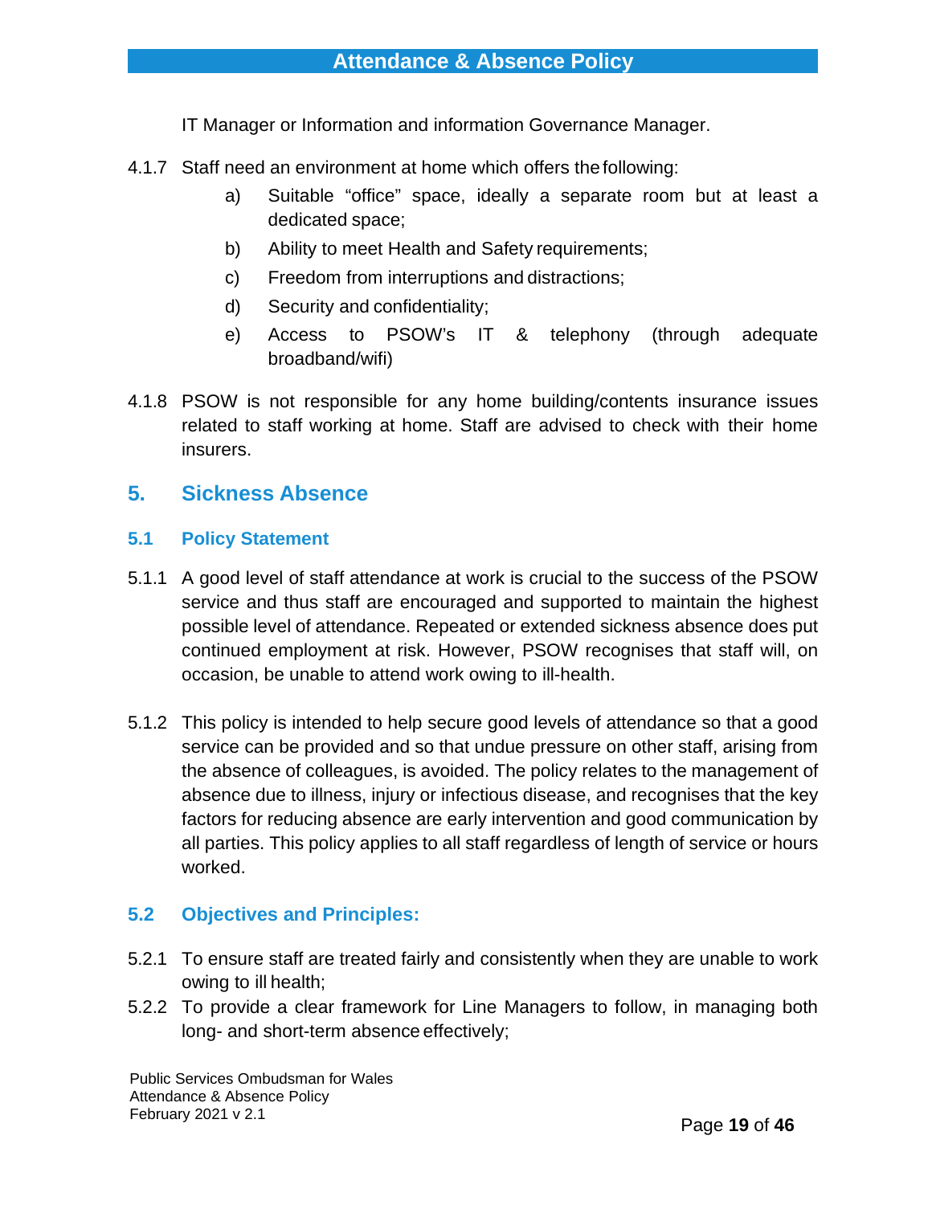IT Manager or Information and information Governance Manager.

4.1.7 Staff need an environment at home which offers the following:

a) Suitable "office" space, ideally a separate room but at least a dedicated space;

b) Ability to meet Health and Safety requirements;

c) Freedom from interruptions and distractions;

d) Security and confidentiality;

e) Access to PSOW's IT & telephony (through adequate broadband/wifi)

4.1.8 PSOW is not responsible for any home building/contents insurance issues related to staff working at home. Staff are advised to check with their home insurers.

## 5. Sickness Absence

### 5.1 Policy Statement

5.1.1 A good level of staff attendance at work is crucial to the success of the PSOW service and thus staff are encouraged and supported to maintain the highest possible level of attendance. Repeated or extended sickness absence does put continued employment at risk. However, PSOW recognises that staff will, on occasion, be unable to attend work owing to ill-health.

5.1.2 This policy is intended to help secure good levels of attendance so that a good service can be provided and so that undue pressure on other staff, arising from the absence of colleagues, is avoided. The policy relates to the management of absence due to illness, injury or infectious disease, and recognises that the key factors for reducing absence are early intervention and good communication by all parties. This policy applies to all staff regardless of length of service or hours worked.

### 5.2 Objectives and Principles:

5.2.1 To ensure staff are treated fairly and consistently when they are unable to work owing to ill health;

5.2.2 To provide a clear framework for Line Managers to follow, in managing both long- and short-term absence effectively;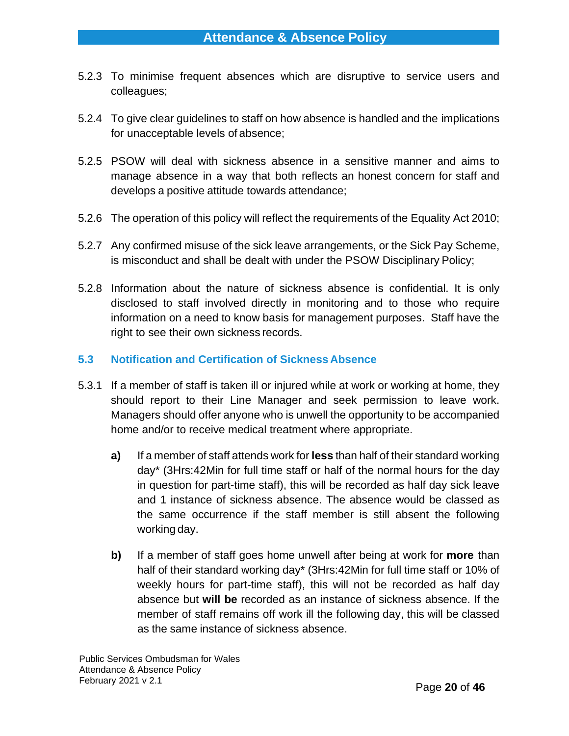5.2.3 To minimise frequent absences which are disruptive to service users and colleagues;

5.2.4 To give clear guidelines to staff on how absence is handled and the implications for unacceptable levels of absence;

5.2.5 PSOW will deal with sickness absence in a sensitive manner and aims to manage absence in a way that both reflects an honest concern for staff and develops a positive attitude towards attendance;

5.2.6 The operation of this policy will reflect the requirements of the Equality Act 2010;

5.2.7 Any confirmed misuse of the sick leave arrangements, or the Sick Pay Scheme, is misconduct and shall be dealt with under the PSOW Disciplinary Policy;

5.2.8 Information about the nature of sickness absence is confidential. It is only disclosed to staff involved directly in monitoring and to those who require information on a need to know basis for management purposes. Staff have the right to see their own sickness records.

### 5.3 Notification and Certification of Sickness Absence

5.3.1 If a member of staff is taken ill or injured while at work or working at home, they should report to their Line Manager and seek permission to leave work. Managers should offer anyone who is unwell the opportunity to be accompanied home and/or to receive medical treatment where appropriate.

- **a)** If a member of staff attends work for **less** than half of their standard working day* (3Hrs:42Min for full time staff or half of the normal hours for the day in question for part-time staff), this will be recorded as half day sick leave and 1 instance of sickness absence. The absence would be classed as the same occurrence if the staff member is still absent the following working day.

- **b)** If a member of staff goes home unwell after being at work for **more** than half of their standard working day* (3Hrs:42Min for full time staff or 10% of weekly hours for part-time staff), this will not be recorded as half day absence but **will be** recorded as an instance of sickness absence. If the member of staff remains off work ill the following day, this will be classed as the same instance of sickness absence.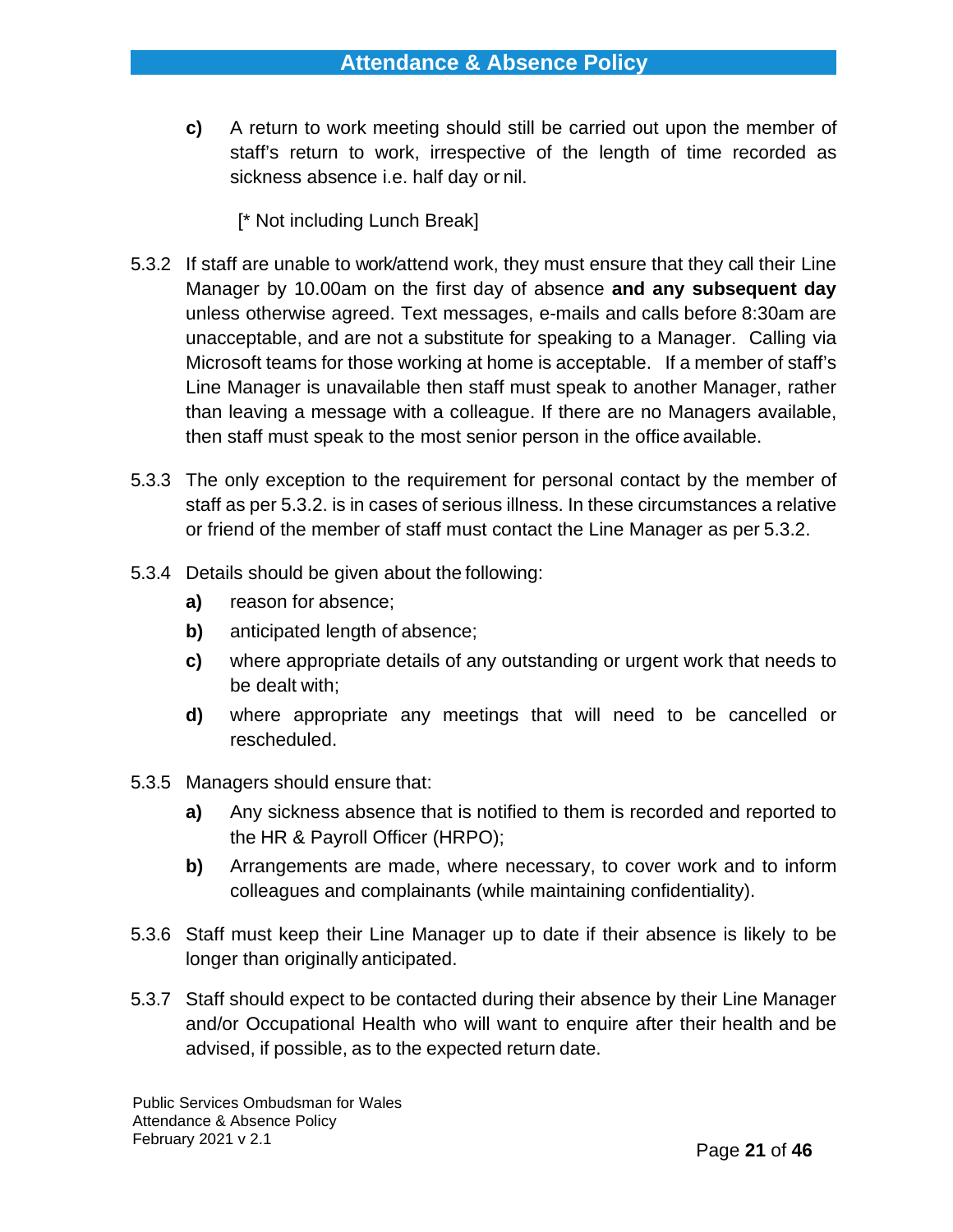**c)** A return to work meeting should still be carried out upon the member of staff's return to work, irrespective of the length of time recorded as sickness absence i.e. half day or nil.

[* Not including Lunch Break]

5.3.2 If staff are unable to work/attend work, they must ensure that they call their Line Manager by 10.00am on the first day of absence **and any subsequent day** unless otherwise agreed. Text messages, e-mails and calls before 8:30am are unacceptable, and are not a substitute for speaking to a Manager. Calling via Microsoft teams for those working at home is acceptable. If a member of staff's Line Manager is unavailable then staff must speak to another Manager, rather than leaving a message with a colleague. If there are no Managers available, then staff must speak to the most senior person in the office available.

5.3.3 The only exception to the requirement for personal contact by the member of staff as per 5.3.2. is in cases of serious illness. In these circumstances a relative or friend of the member of staff must contact the Line Manager as per 5.3.2.

5.3.4 Details should be given about the following:

**a)** reason for absence;

**b)** anticipated length of absence;

**c)** where appropriate details of any outstanding or urgent work that needs to be dealt with;

**d)** where appropriate any meetings that will need to be cancelled or rescheduled.

5.3.5 Managers should ensure that:

**a)** Any sickness absence that is notified to them is recorded and reported to the HR & Payroll Officer (HRPO);

**b)** Arrangements are made, where necessary, to cover work and to inform colleagues and complainants (while maintaining confidentiality).

5.3.6 Staff must keep their Line Manager up to date if their absence is likely to be longer than originally anticipated.

5.3.7 Staff should expect to be contacted during their absence by their Line Manager and/or Occupational Health who will want to enquire after their health and be advised, if possible, as to the expected return date.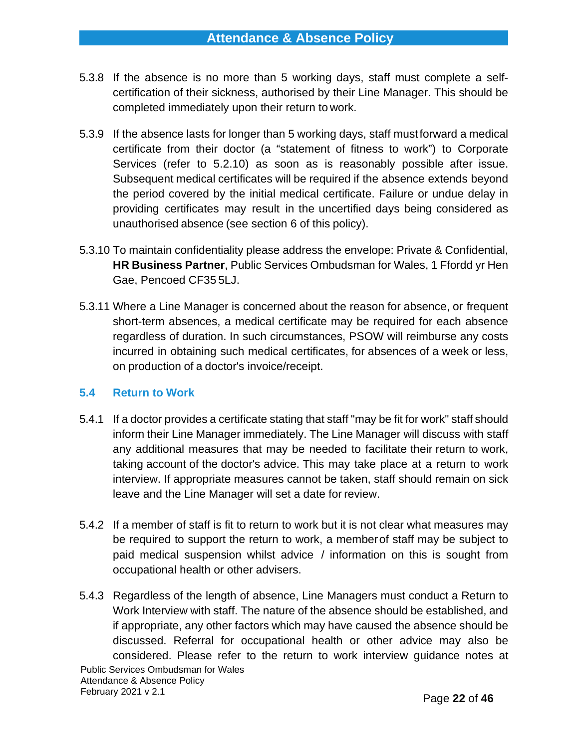5.3.8 If the absence is no more than 5 working days, staff must complete a self-certification of their sickness, authorised by their Line Manager. This should be completed immediately upon their return to work.

5.3.9 If the absence lasts for longer than 5 working days, staff must forward a medical certificate from their doctor (a "statement of fitness to work") to Corporate Services (refer to 5.2.10) as soon as is reasonably possible after issue. Subsequent medical certificates will be required if the absence extends beyond the period covered by the initial medical certificate. Failure or undue delay in providing certificates may result in the uncertified days being considered as unauthorised absence (see section 6 of this policy).

5.3.10 To maintain confidentiality please address the envelope: Private & Confidential, **HR Business Partner**, Public Services Ombudsman for Wales, 1 Ffordd yr Hen Gae, Pencoed CF35 5LJ.

5.3.11 Where a Line Manager is concerned about the reason for absence, or frequent short-term absences, a medical certificate may be required for each absence regardless of duration. In such circumstances, PSOW will reimburse any costs incurred in obtaining such medical certificates, for absences of a week or less, on production of a doctor's invoice/receipt.

## 5.4 Return to Work

5.4.1 If a doctor provides a certificate stating that staff "may be fit for work" staff should inform their Line Manager immediately. The Line Manager will discuss with staff any additional measures that may be needed to facilitate their return to work, taking account of the doctor's advice. This may take place at a return to work interview. If appropriate measures cannot be taken, staff should remain on sick leave and the Line Manager will set a date for review.

5.4.2 If a member of staff is fit to return to work but it is not clear what measures may be required to support the return to work, a member of staff may be subject to paid medical suspension whilst advice / information on this is sought from occupational health or other advisers.

5.4.3 Regardless of the length of absence, Line Managers must conduct a Return to Work Interview with staff. The nature of the absence should be established, and if appropriate, any other factors which may have caused the absence should be discussed. Referral for occupational health or other advice may also be considered. Please refer to the return to work interview guidance notes at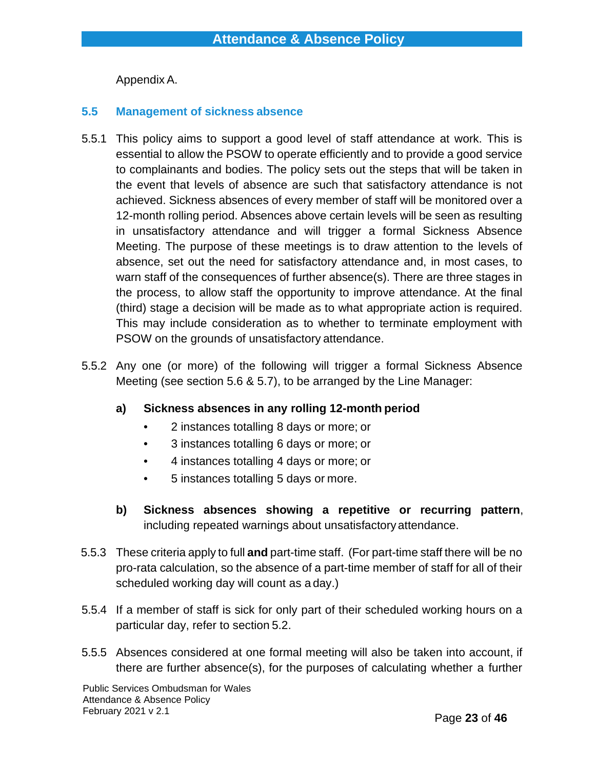Appendix A.

## 5.5 Management of sickness absence

5.5.1 This policy aims to support a good level of staff attendance at work. This is essential to allow the PSOW to operate efficiently and to provide a good service to complainants and bodies. The policy sets out the steps that will be taken in the event that levels of absence are such that satisfactory attendance is not achieved. Sickness absences of every member of staff will be monitored over a 12-month rolling period. Absences above certain levels will be seen as resulting in unsatisfactory attendance and will trigger a formal Sickness Absence Meeting. The purpose of these meetings is to draw attention to the levels of absence, set out the need for satisfactory attendance and, in most cases, to warn staff of the consequences of further absence(s). There are three stages in the process, to allow staff the opportunity to improve attendance. At the final (third) stage a decision will be made as to what appropriate action is required. This may include consideration as to whether to terminate employment with PSOW on the grounds of unsatisfactory attendance.

5.5.2 Any one (or more) of the following will trigger a formal Sickness Absence Meeting (see section 5.6 & 5.7), to be arranged by the Line Manager:

**a) Sickness absences in any rolling 12-month period**

- 2 instances totalling 8 days or more; or
- 3 instances totalling 6 days or more; or
- 4 instances totalling 4 days or more; or
- 5 instances totalling 5 days or more.

**b) Sickness absences showing a repetitive or recurring pattern**, including repeated warnings about unsatisfactory attendance.

5.5.3 These criteria apply to full **and** part-time staff. (For part-time staff there will be no pro-rata calculation, so the absence of a part-time member of staff for all of their scheduled working day will count as a day.)

5.5.4 If a member of staff is sick for only part of their scheduled working hours on a particular day, refer to section 5.2.

5.5.5 Absences considered at one formal meeting will also be taken into account, if there are further absence(s), for the purposes of calculating whether a further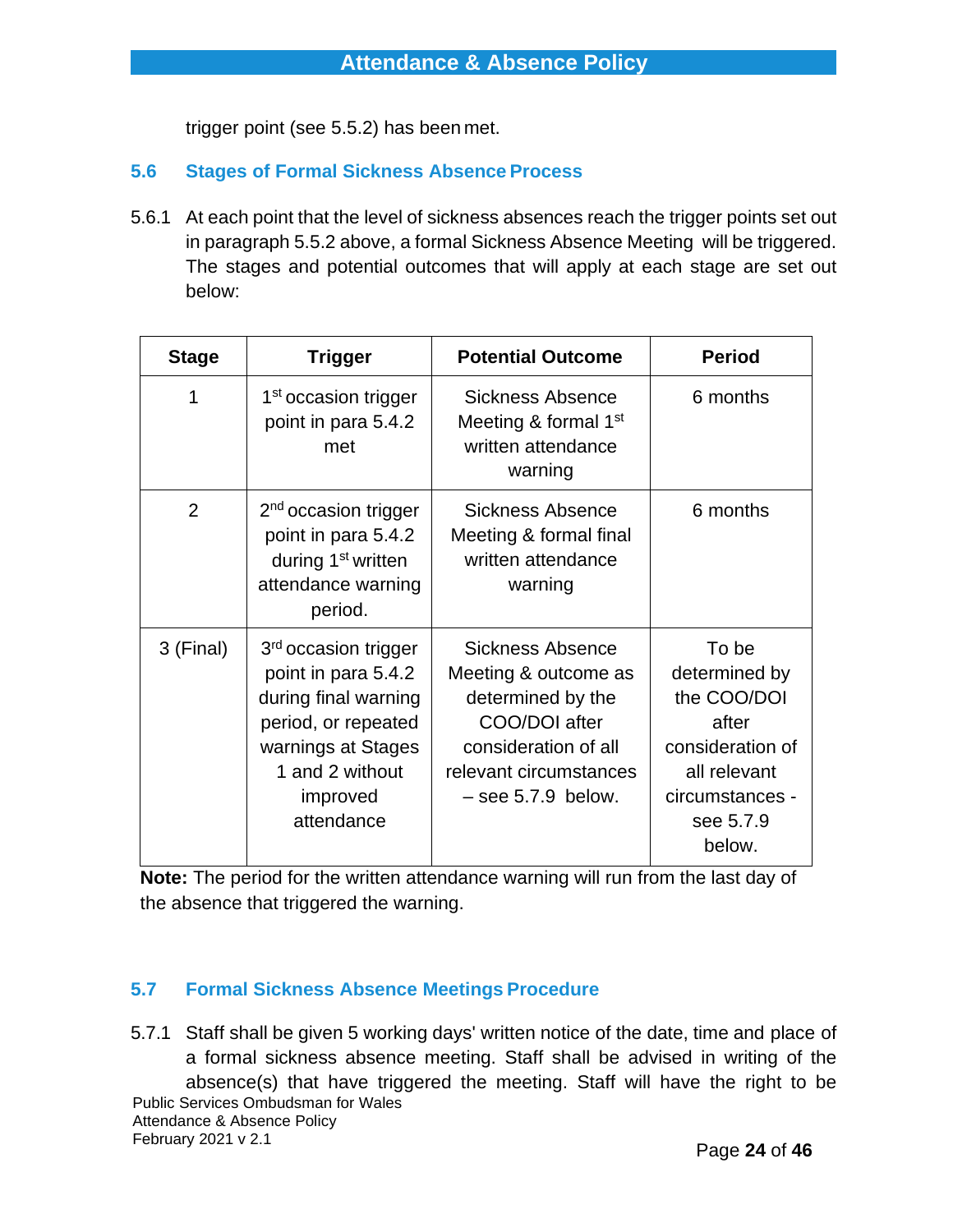trigger point (see 5.5.2) has been met.

## 5.6 Stages of Formal Sickness Absence Process

5.6.1 At each point that the level of sickness absences reach the trigger points set out in paragraph 5.5.2 above, a formal Sickness Absence Meeting will be triggered. The stages and potential outcomes that will apply at each stage are set out below:

| Stage | Trigger | Potential Outcome | Period |
|---|---|---|---|
| 1 | 1st occasion trigger point in para 5.4.2 met | Sickness Absence Meeting & formal 1st written attendance warning | 6 months |
| 2 | 2nd occasion trigger point in para 5.4.2 during 1st written attendance warning period. | Sickness Absence Meeting & formal final written attendance warning | 6 months |
| 3 (Final) | 3rd occasion trigger point in para 5.4.2 during final warning period, or repeated warnings at Stages 1 and 2 without improved attendance | Sickness Absence Meeting & outcome as determined by the COO/DOI after consideration of all relevant circumstances – see 5.7.9 below. | To be determined by the COO/DOI after consideration of all relevant circumstances - see 5.7.9 below. |

**Note:** The period for the written attendance warning will run from the last day of the absence that triggered the warning.

## 5.7 Formal Sickness Absence Meetings Procedure

5.7.1 Staff shall be given 5 working days' written notice of the date, time and place of a formal sickness absence meeting. Staff shall be advised in writing of the absence(s) that have triggered the meeting. Staff will have the right to be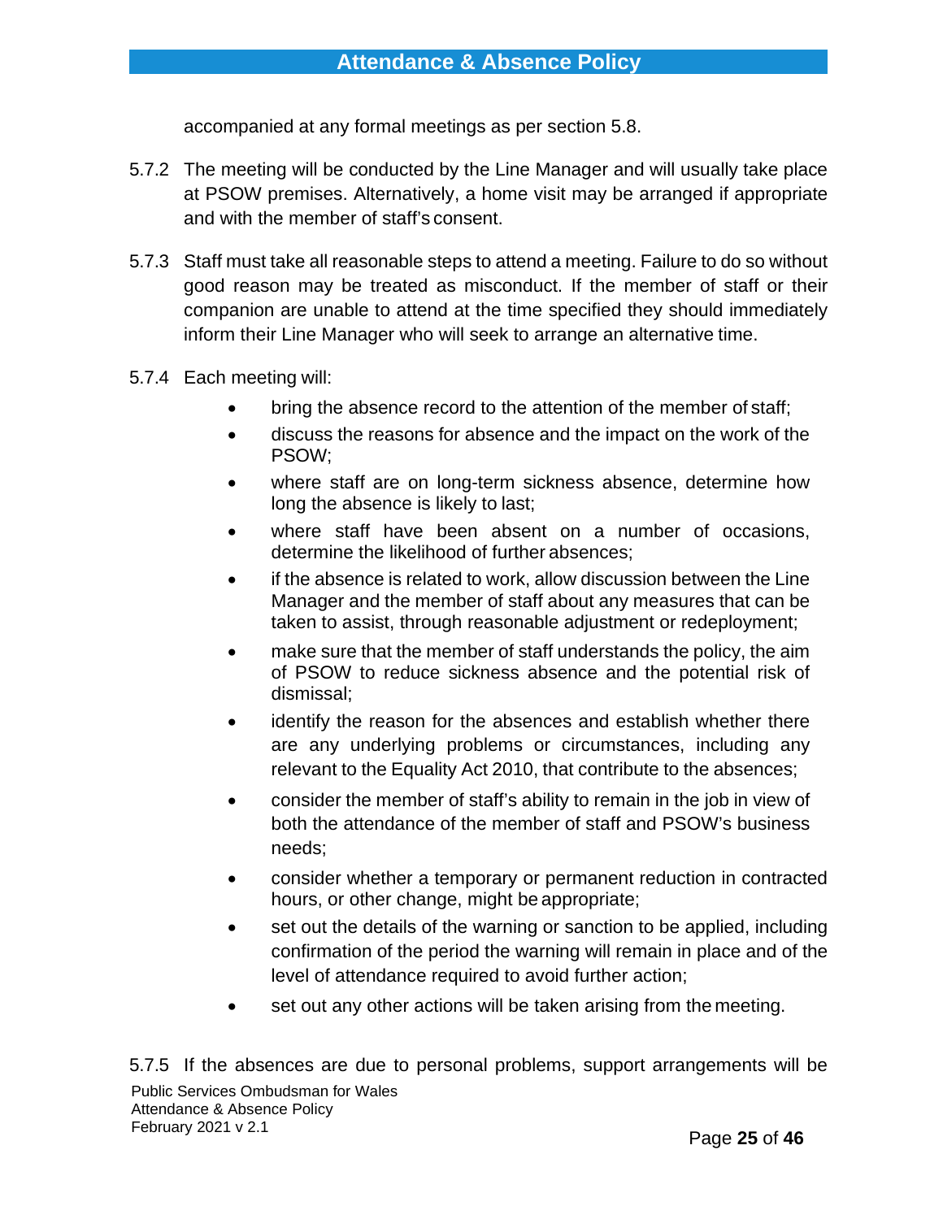accompanied at any formal meetings as per section 5.8.

5.7.2 The meeting will be conducted by the Line Manager and will usually take place at PSOW premises. Alternatively, a home visit may be arranged if appropriate and with the member of staff's consent.

5.7.3 Staff must take all reasonable steps to attend a meeting. Failure to do so without good reason may be treated as misconduct. If the member of staff or their companion are unable to attend at the time specified they should immediately inform their Line Manager who will seek to arrange an alternative time.

5.7.4 Each meeting will:

- bring the absence record to the attention of the member of staff;
- discuss the reasons for absence and the impact on the work of the PSOW;
- where staff are on long-term sickness absence, determine how long the absence is likely to last;
- where staff have been absent on a number of occasions, determine the likelihood of further absences;
- if the absence is related to work, allow discussion between the Line Manager and the member of staff about any measures that can be taken to assist, through reasonable adjustment or redeployment;
- make sure that the member of staff understands the policy, the aim of PSOW to reduce sickness absence and the potential risk of dismissal;
- identify the reason for the absences and establish whether there are any underlying problems or circumstances, including any relevant to the Equality Act 2010, that contribute to the absences;
- consider the member of staff's ability to remain in the job in view of both the attendance of the member of staff and PSOW's business needs;
- consider whether a temporary or permanent reduction in contracted hours, or other change, might be appropriate;
- set out the details of the warning or sanction to be applied, including confirmation of the period the warning will remain in place and of the level of attendance required to avoid further action;
- set out any other actions will be taken arising from the meeting.

5.7.5 If the absences are due to personal problems, support arrangements will be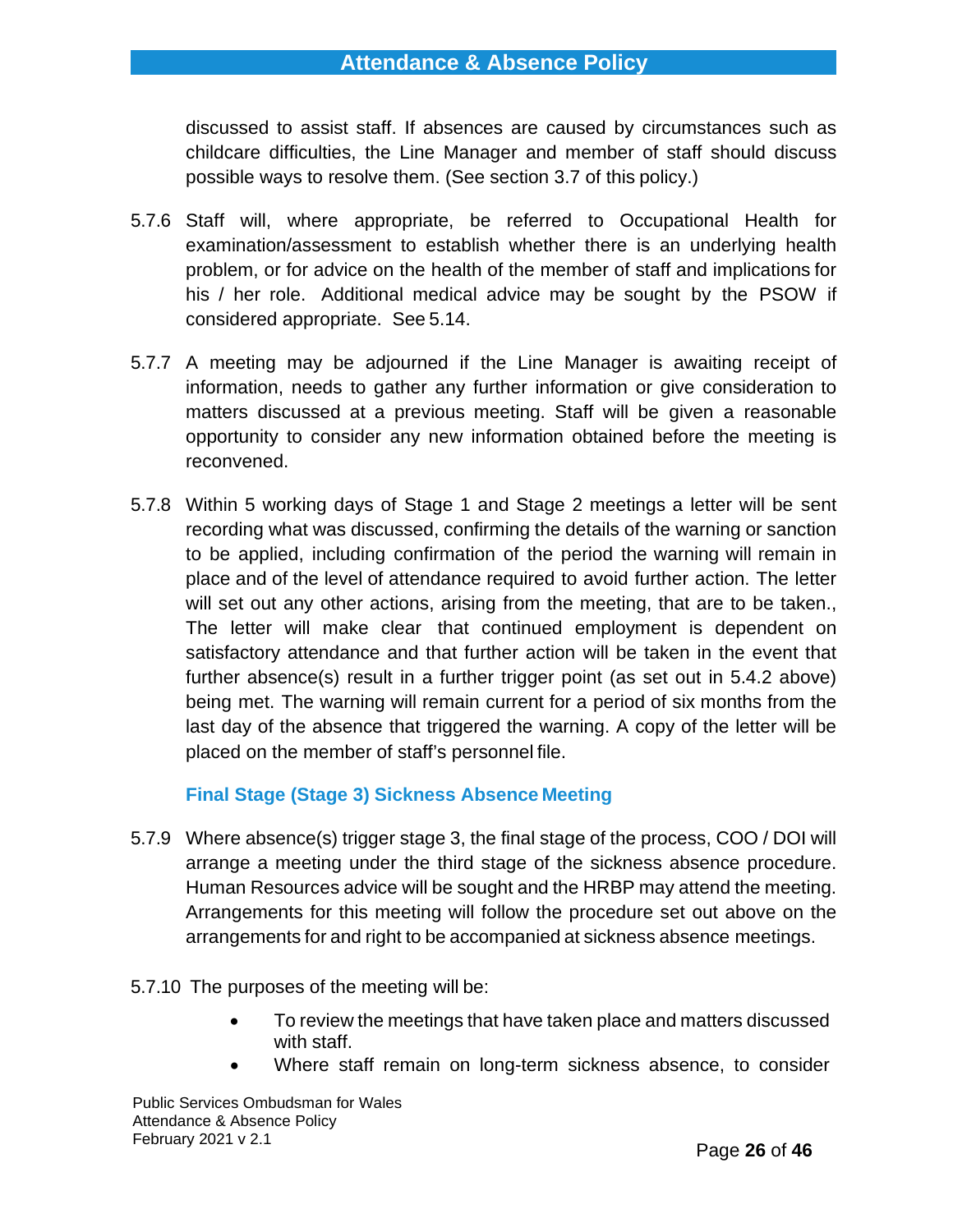discussed to assist staff. If absences are caused by circumstances such as childcare difficulties, the Line Manager and member of staff should discuss possible ways to resolve them. (See section 3.7 of this policy.)

5.7.6 Staff will, where appropriate, be referred to Occupational Health for examination/assessment to establish whether there is an underlying health problem, or for advice on the health of the member of staff and implications for his / her role. Additional medical advice may be sought by the PSOW if considered appropriate. See 5.14.

5.7.7 A meeting may be adjourned if the Line Manager is awaiting receipt of information, needs to gather any further information or give consideration to matters discussed at a previous meeting. Staff will be given a reasonable opportunity to consider any new information obtained before the meeting is reconvened.

5.7.8 Within 5 working days of Stage 1 and Stage 2 meetings a letter will be sent recording what was discussed, confirming the details of the warning or sanction to be applied, including confirmation of the period the warning will remain in place and of the level of attendance required to avoid further action. The letter will set out any other actions, arising from the meeting, that are to be taken., The letter will make clear that continued employment is dependent on satisfactory attendance and that further action will be taken in the event that further absence(s) result in a further trigger point (as set out in 5.4.2 above) being met. The warning will remain current for a period of six months from the last day of the absence that triggered the warning. A copy of the letter will be placed on the member of staff's personnel file.

### Final Stage (Stage 3) Sickness Absence Meeting

5.7.9 Where absence(s) trigger stage 3, the final stage of the process, COO / DOI will arrange a meeting under the third stage of the sickness absence procedure. Human Resources advice will be sought and the HRBP may attend the meeting. Arrangements for this meeting will follow the procedure set out above on the arrangements for and right to be accompanied at sickness absence meetings.

5.7.10 The purposes of the meeting will be:

- To review the meetings that have taken place and matters discussed with staff.
- Where staff remain on long-term sickness absence, to consider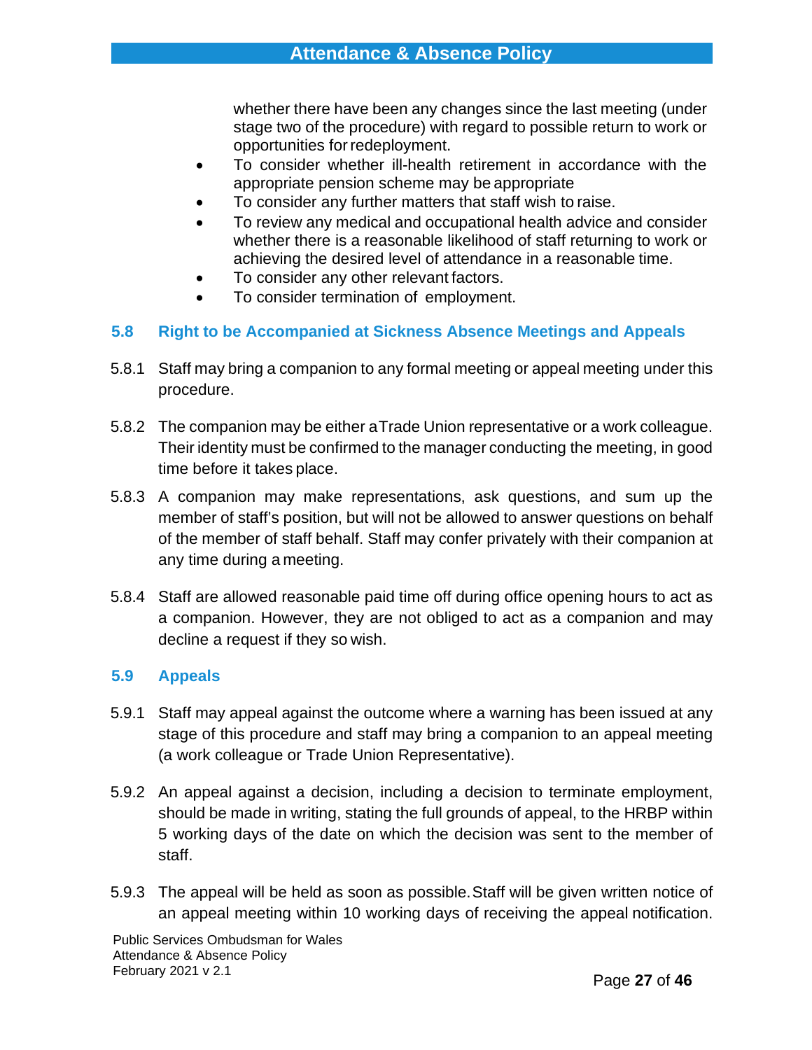whether there have been any changes since the last meeting (under stage two of the procedure) with regard to possible return to work or opportunities for redeployment.

- To consider whether ill-health retirement in accordance with the appropriate pension scheme may be appropriate
- To consider any further matters that staff wish to raise.
- To review any medical and occupational health advice and consider whether there is a reasonable likelihood of staff returning to work or achieving the desired level of attendance in a reasonable time.
- To consider any other relevant factors.
- To consider termination of employment.

## 5.8 Right to be Accompanied at Sickness Absence Meetings and Appeals

5.8.1 Staff may bring a companion to any formal meeting or appeal meeting under this procedure.

5.8.2 The companion may be either a Trade Union representative or a work colleague. Their identity must be confirmed to the manager conducting the meeting, in good time before it takes place.

5.8.3 A companion may make representations, ask questions, and sum up the member of staff's position, but will not be allowed to answer questions on behalf of the member of staff behalf. Staff may confer privately with their companion at any time during a meeting.

5.8.4 Staff are allowed reasonable paid time off during office opening hours to act as a companion. However, they are not obliged to act as a companion and may decline a request if they so wish.

## 5.9 Appeals

5.9.1 Staff may appeal against the outcome where a warning has been issued at any stage of this procedure and staff may bring a companion to an appeal meeting (a work colleague or Trade Union Representative).

5.9.2 An appeal against a decision, including a decision to terminate employment, should be made in writing, stating the full grounds of appeal, to the HRBP within 5 working days of the date on which the decision was sent to the member of staff.

5.9.3 The appeal will be held as soon as possible. Staff will be given written notice of an appeal meeting within 10 working days of receiving the appeal notification.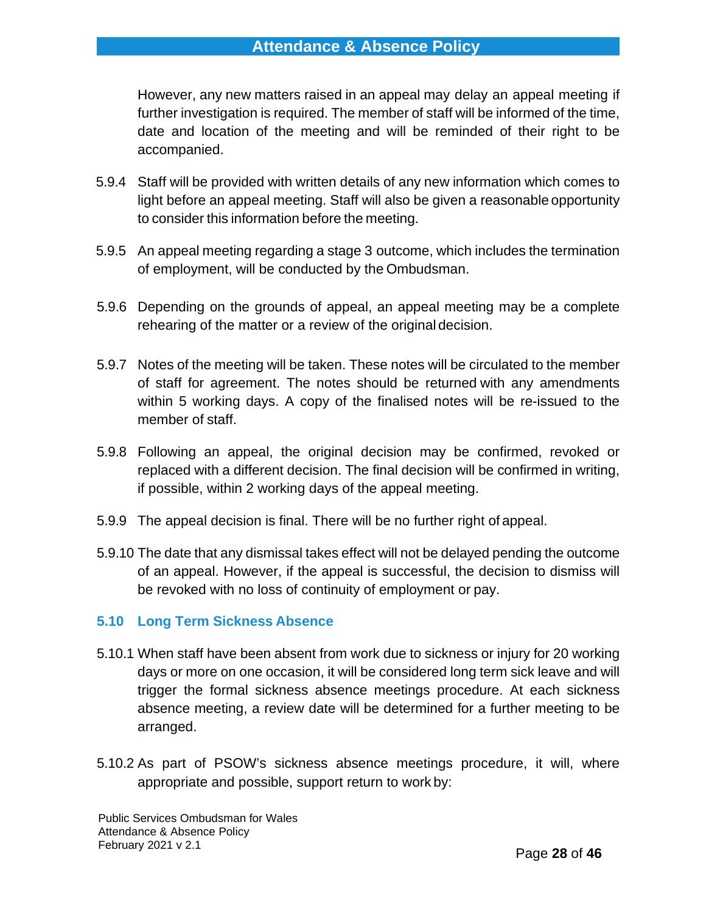However, any new matters raised in an appeal may delay an appeal meeting if further investigation is required. The member of staff will be informed of the time, date and location of the meeting and will be reminded of their right to be accompanied.

5.9.4 Staff will be provided with written details of any new information which comes to light before an appeal meeting. Staff will also be given a reasonable opportunity to consider this information before the meeting.

5.9.5 An appeal meeting regarding a stage 3 outcome, which includes the termination of employment, will be conducted by the Ombudsman.

5.9.6 Depending on the grounds of appeal, an appeal meeting may be a complete rehearing of the matter or a review of the original decision.

5.9.7 Notes of the meeting will be taken. These notes will be circulated to the member of staff for agreement. The notes should be returned with any amendments within 5 working days. A copy of the finalised notes will be re-issued to the member of staff.

5.9.8 Following an appeal, the original decision may be confirmed, revoked or replaced with a different decision. The final decision will be confirmed in writing, if possible, within 2 working days of the appeal meeting.

5.9.9 The appeal decision is final. There will be no further right of appeal.

5.9.10 The date that any dismissal takes effect will not be delayed pending the outcome of an appeal. However, if the appeal is successful, the decision to dismiss will be revoked with no loss of continuity of employment or pay.

## 5.10 Long Term Sickness Absence

5.10.1 When staff have been absent from work due to sickness or injury for 20 working days or more on one occasion, it will be considered long term sick leave and will trigger the formal sickness absence meetings procedure. At each sickness absence meeting, a review date will be determined for a further meeting to be arranged.

5.10.2 As part of PSOW's sickness absence meetings procedure, it will, where appropriate and possible, support return to work by: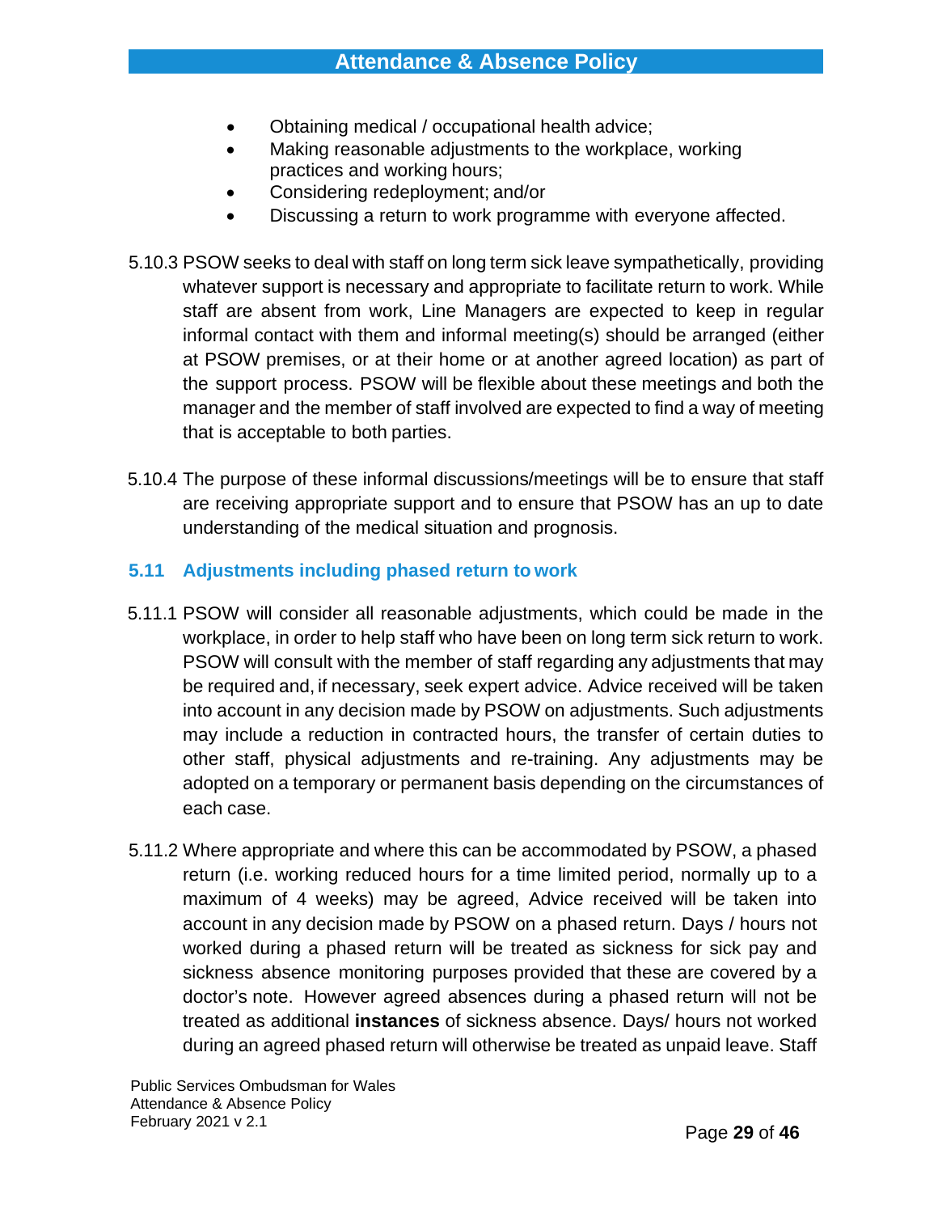- Obtaining medical / occupational health advice;
- Making reasonable adjustments to the workplace, working practices and working hours;
- Considering redeployment; and/or
- Discussing a return to work programme with everyone affected.

5.10.3 PSOW seeks to deal with staff on long term sick leave sympathetically, providing whatever support is necessary and appropriate to facilitate return to work. While staff are absent from work, Line Managers are expected to keep in regular informal contact with them and informal meeting(s) should be arranged (either at PSOW premises, or at their home or at another agreed location) as part of the support process. PSOW will be flexible about these meetings and both the manager and the member of staff involved are expected to find a way of meeting that is acceptable to both parties.

5.10.4 The purpose of these informal discussions/meetings will be to ensure that staff are receiving appropriate support and to ensure that PSOW has an up to date understanding of the medical situation and prognosis.

### 5.11 Adjustments including phased return to work

5.11.1 PSOW will consider all reasonable adjustments, which could be made in the workplace, in order to help staff who have been on long term sick return to work. PSOW will consult with the member of staff regarding any adjustments that may be required and, if necessary, seek expert advice. Advice received will be taken into account in any decision made by PSOW on adjustments. Such adjustments may include a reduction in contracted hours, the transfer of certain duties to other staff, physical adjustments and re-training. Any adjustments may be adopted on a temporary or permanent basis depending on the circumstances of each case.

5.11.2 Where appropriate and where this can be accommodated by PSOW, a phased return (i.e. working reduced hours for a time limited period, normally up to a maximum of 4 weeks) may be agreed, Advice received will be taken into account in any decision made by PSOW on a phased return. Days / hours not worked during a phased return will be treated as sickness for sick pay and sickness absence monitoring purposes provided that these are covered by a doctor's note. However agreed absences during a phased return will not be treated as additional **instances** of sickness absence. Days/ hours not worked during an agreed phased return will otherwise be treated as unpaid leave. Staff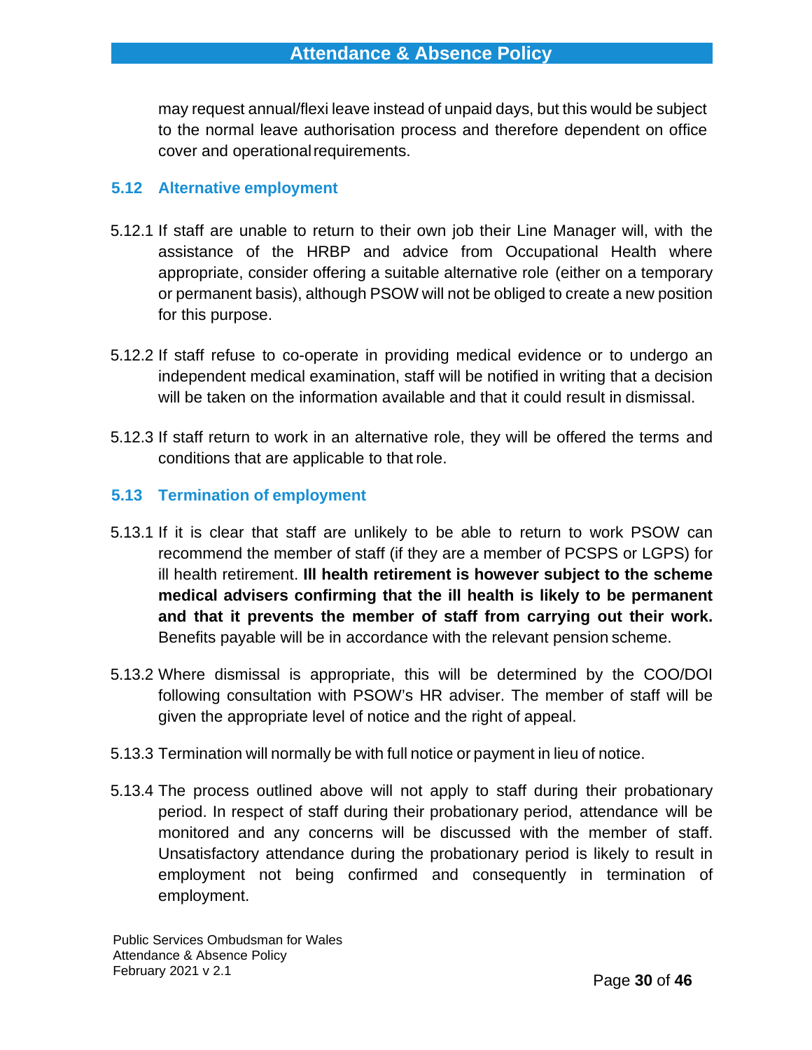may request annual/flexi leave instead of unpaid days, but this would be subject to the normal leave authorisation process and therefore dependent on office cover and operational requirements.

### 5.12 Alternative employment

5.12.1 If staff are unable to return to their own job their Line Manager will, with the assistance of the HRBP and advice from Occupational Health where appropriate, consider offering a suitable alternative role (either on a temporary or permanent basis), although PSOW will not be obliged to create a new position for this purpose.

5.12.2 If staff refuse to co-operate in providing medical evidence or to undergo an independent medical examination, staff will be notified in writing that a decision will be taken on the information available and that it could result in dismissal.

5.12.3 If staff return to work in an alternative role, they will be offered the terms and conditions that are applicable to that role.

### 5.13 Termination of employment

5.13.1 If it is clear that staff are unlikely to be able to return to work PSOW can recommend the member of staff (if they are a member of PCSPS or LGPS) for ill health retirement. **Ill health retirement is however subject to the scheme medical advisers confirming that the ill health is likely to be permanent and that it prevents the member of staff from carrying out their work.** Benefits payable will be in accordance with the relevant pension scheme.

5.13.2 Where dismissal is appropriate, this will be determined by the COO/DOI following consultation with PSOW's HR adviser. The member of staff will be given the appropriate level of notice and the right of appeal.

5.13.3 Termination will normally be with full notice or payment in lieu of notice.

5.13.4 The process outlined above will not apply to staff during their probationary period. In respect of staff during their probationary period, attendance will be monitored and any concerns will be discussed with the member of staff. Unsatisfactory attendance during the probationary period is likely to result in employment not being confirmed and consequently in termination of employment.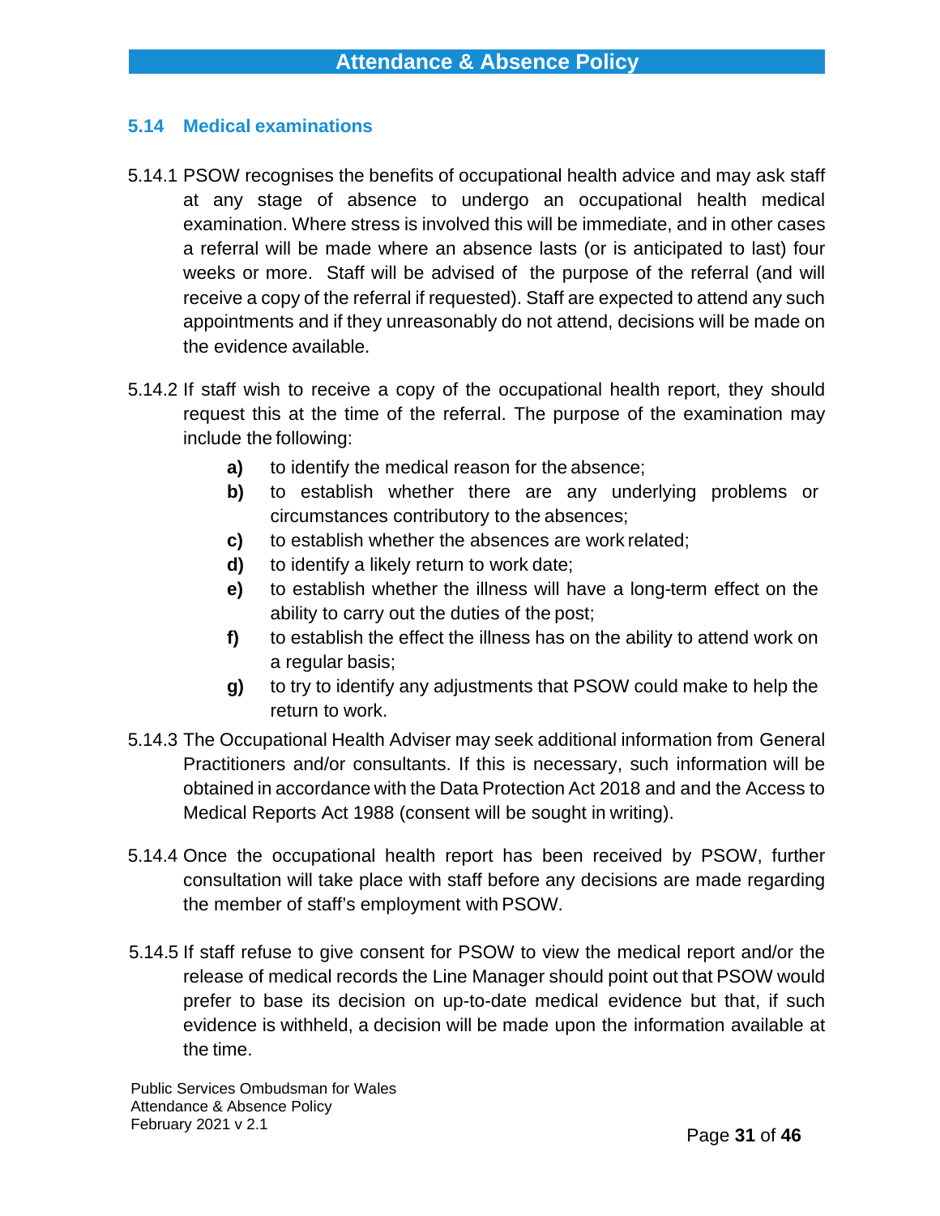## 5.14 Medical examinations

5.14.1 PSOW recognises the benefits of occupational health advice and may ask staff at any stage of absence to undergo an occupational health medical examination. Where stress is involved this will be immediate, and in other cases a referral will be made where an absence lasts (or is anticipated to last) four weeks or more. Staff will be advised of the purpose of the referral (and will receive a copy of the referral if requested). Staff are expected to attend any such appointments and if they unreasonably do not attend, decisions will be made on the evidence available.

5.14.2 If staff wish to receive a copy of the occupational health report, they should request this at the time of the referral. The purpose of the examination may include the following:

- **a)** to identify the medical reason for the absence;
- **b)** to establish whether there are any underlying problems or circumstances contributory to the absences;
- **c)** to establish whether the absences are work related;
- **d)** to identify a likely return to work date;
- **e)** to establish whether the illness will have a long-term effect on the ability to carry out the duties of the post;
- **f)** to establish the effect the illness has on the ability to attend work on a regular basis;
- **g)** to try to identify any adjustments that PSOW could make to help the return to work.

5.14.3 The Occupational Health Adviser may seek additional information from General Practitioners and/or consultants. If this is necessary, such information will be obtained in accordance with the Data Protection Act 2018 and and the Access to Medical Reports Act 1988 (consent will be sought in writing).

5.14.4 Once the occupational health report has been received by PSOW, further consultation will take place with staff before any decisions are made regarding the member of staff's employment with PSOW.

5.14.5 If staff refuse to give consent for PSOW to view the medical report and/or the release of medical records the Line Manager should point out that PSOW would prefer to base its decision on up-to-date medical evidence but that, if such evidence is withheld, a decision will be made upon the information available at the time.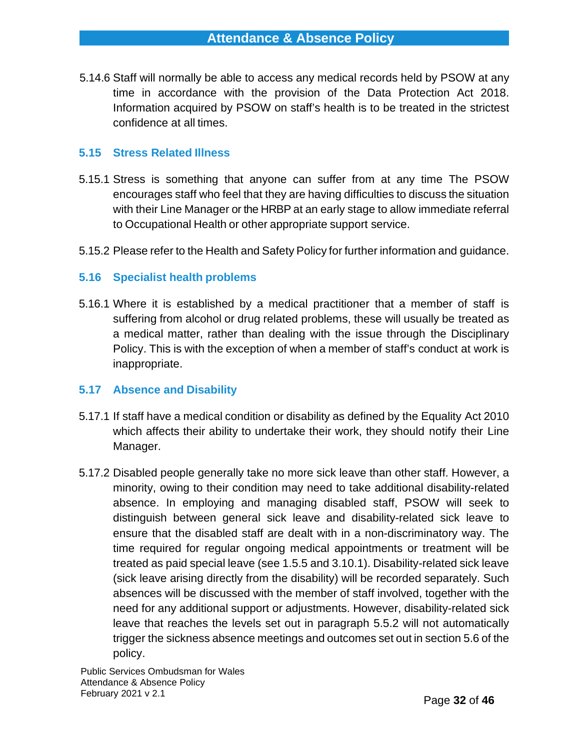5.14.6 Staff will normally be able to access any medical records held by PSOW at any time in accordance with the provision of the Data Protection Act 2018. Information acquired by PSOW on staff's health is to be treated in the strictest confidence at all times.

### 5.15 Stress Related Illness

5.15.1 Stress is something that anyone can suffer from at any time The PSOW encourages staff who feel that they are having difficulties to discuss the situation with their Line Manager or the HRBP at an early stage to allow immediate referral to Occupational Health or other appropriate support service.

5.15.2 Please refer to the Health and Safety Policy for further information and guidance.

### 5.16 Specialist health problems

5.16.1 Where it is established by a medical practitioner that a member of staff is suffering from alcohol or drug related problems, these will usually be treated as a medical matter, rather than dealing with the issue through the Disciplinary Policy. This is with the exception of when a member of staff's conduct at work is inappropriate.

### 5.17 Absence and Disability

5.17.1 If staff have a medical condition or disability as defined by the Equality Act 2010 which affects their ability to undertake their work, they should notify their Line Manager.

5.17.2 Disabled people generally take no more sick leave than other staff. However, a minority, owing to their condition may need to take additional disability-related absence. In employing and managing disabled staff, PSOW will seek to distinguish between general sick leave and disability-related sick leave to ensure that the disabled staff are dealt with in a non-discriminatory way. The time required for regular ongoing medical appointments or treatment will be treated as paid special leave (see 1.5.5 and 3.10.1). Disability-related sick leave (sick leave arising directly from the disability) will be recorded separately. Such absences will be discussed with the member of staff involved, together with the need for any additional support or adjustments. However, disability-related sick leave that reaches the levels set out in paragraph 5.5.2 will not automatically trigger the sickness absence meetings and outcomes set out in section 5.6 of the policy.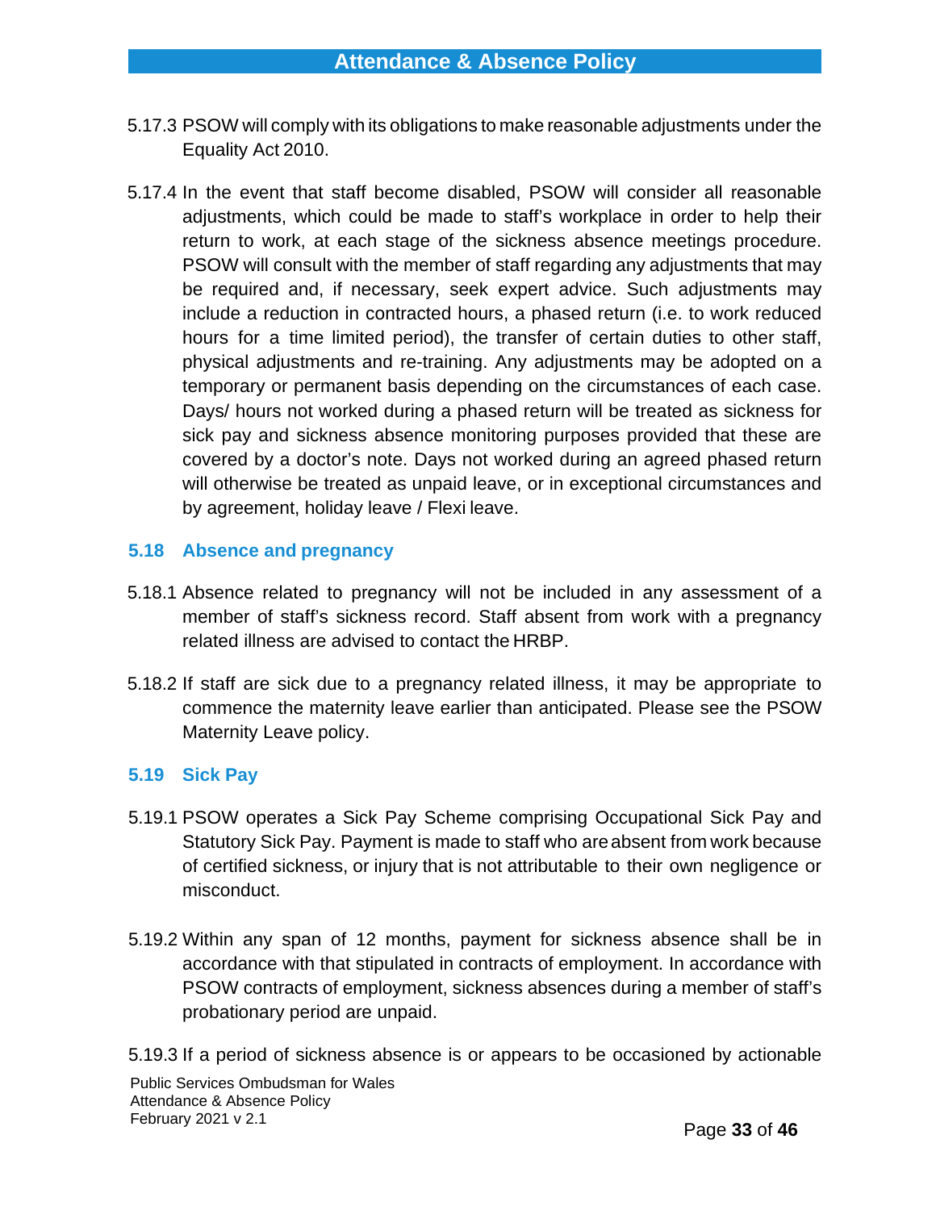5.17.3 PSOW will comply with its obligations to make reasonable adjustments under the Equality Act 2010.

5.17.4 In the event that staff become disabled, PSOW will consider all reasonable adjustments, which could be made to staff's workplace in order to help their return to work, at each stage of the sickness absence meetings procedure. PSOW will consult with the member of staff regarding any adjustments that may be required and, if necessary, seek expert advice. Such adjustments may include a reduction in contracted hours, a phased return (i.e. to work reduced hours for a time limited period), the transfer of certain duties to other staff, physical adjustments and re-training. Any adjustments may be adopted on a temporary or permanent basis depending on the circumstances of each case. Days/ hours not worked during a phased return will be treated as sickness for sick pay and sickness absence monitoring purposes provided that these are covered by a doctor's note. Days not worked during an agreed phased return will otherwise be treated as unpaid leave, or in exceptional circumstances and by agreement, holiday leave / Flexi leave.

## 5.18 Absence and pregnancy

5.18.1 Absence related to pregnancy will not be included in any assessment of a member of staff's sickness record. Staff absent from work with a pregnancy related illness are advised to contact the HRBP.

5.18.2 If staff are sick due to a pregnancy related illness, it may be appropriate to commence the maternity leave earlier than anticipated. Please see the PSOW Maternity Leave policy.

## 5.19 Sick Pay

5.19.1 PSOW operates a Sick Pay Scheme comprising Occupational Sick Pay and Statutory Sick Pay. Payment is made to staff who are absent from work because of certified sickness, or injury that is not attributable to their own negligence or misconduct.

5.19.2 Within any span of 12 months, payment for sickness absence shall be in accordance with that stipulated in contracts of employment. In accordance with PSOW contracts of employment, sickness absences during a member of staff's probationary period are unpaid.

5.19.3 If a period of sickness absence is or appears to be occasioned by actionable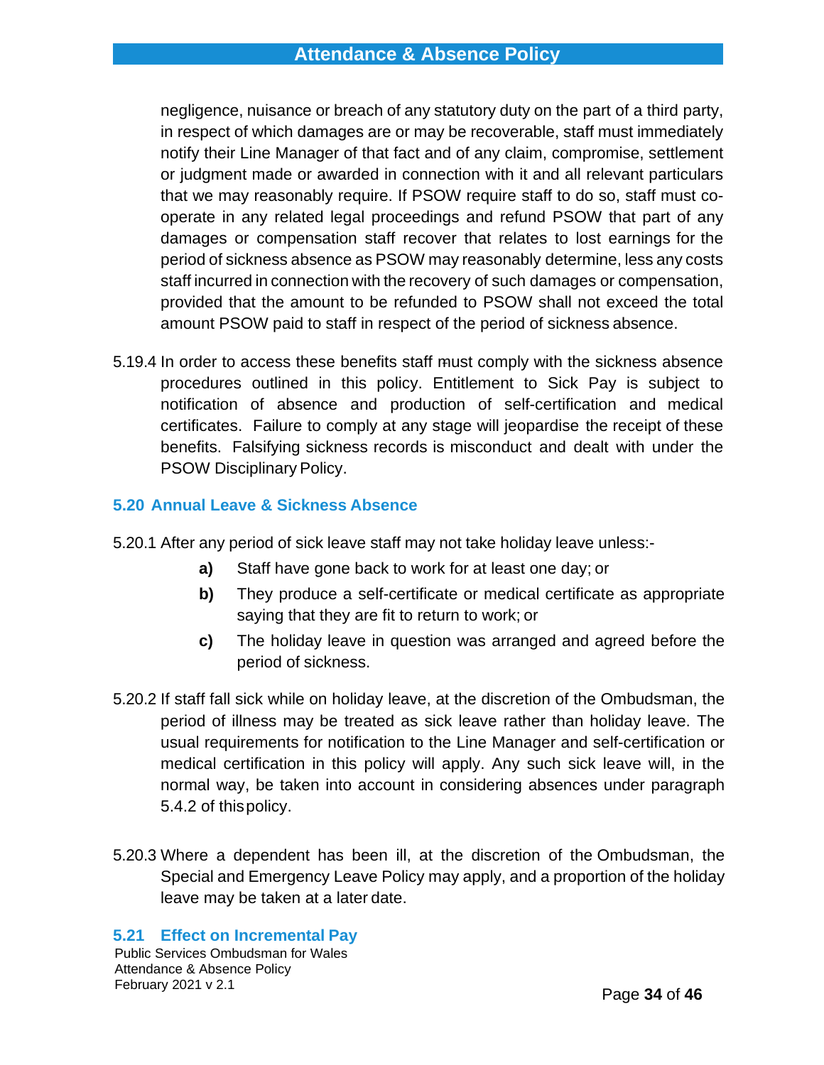negligence, nuisance or breach of any statutory duty on the part of a third party, in respect of which damages are or may be recoverable, staff must immediately notify their Line Manager of that fact and of any claim, compromise, settlement or judgment made or awarded in connection with it and all relevant particulars that we may reasonably require. If PSOW require staff to do so, staff must co-operate in any related legal proceedings and refund PSOW that part of any damages or compensation staff recover that relates to lost earnings for the period of sickness absence as PSOW may reasonably determine, less any costs staff incurred in connection with the recovery of such damages or compensation, provided that the amount to be refunded to PSOW shall not exceed the total amount PSOW paid to staff in respect of the period of sickness absence.

5.19.4 In order to access these benefits staff must comply with the sickness absence procedures outlined in this policy. Entitlement to Sick Pay is subject to notification of absence and production of self-certification and medical certificates. Failure to comply at any stage will jeopardise the receipt of these benefits. Falsifying sickness records is misconduct and dealt with under the PSOW Disciplinary Policy.

### 5.20 Annual Leave & Sickness Absence

5.20.1 After any period of sick leave staff may not take holiday leave unless:-

- **a)** Staff have gone back to work for at least one day; or
- **b)** They produce a self-certificate or medical certificate as appropriate saying that they are fit to return to work; or
- **c)** The holiday leave in question was arranged and agreed before the period of sickness.

5.20.2 If staff fall sick while on holiday leave, at the discretion of the Ombudsman, the period of illness may be treated as sick leave rather than holiday leave. The usual requirements for notification to the Line Manager and self-certification or medical certification in this policy will apply. Any such sick leave will, in the normal way, be taken into account in considering absences under paragraph 5.4.2 of this policy.

5.20.3 Where a dependent has been ill, at the discretion of the Ombudsman, the Special and Emergency Leave Policy may apply, and a proportion of the holiday leave may be taken at a later date.

### 5.21 Effect on Incremental Pay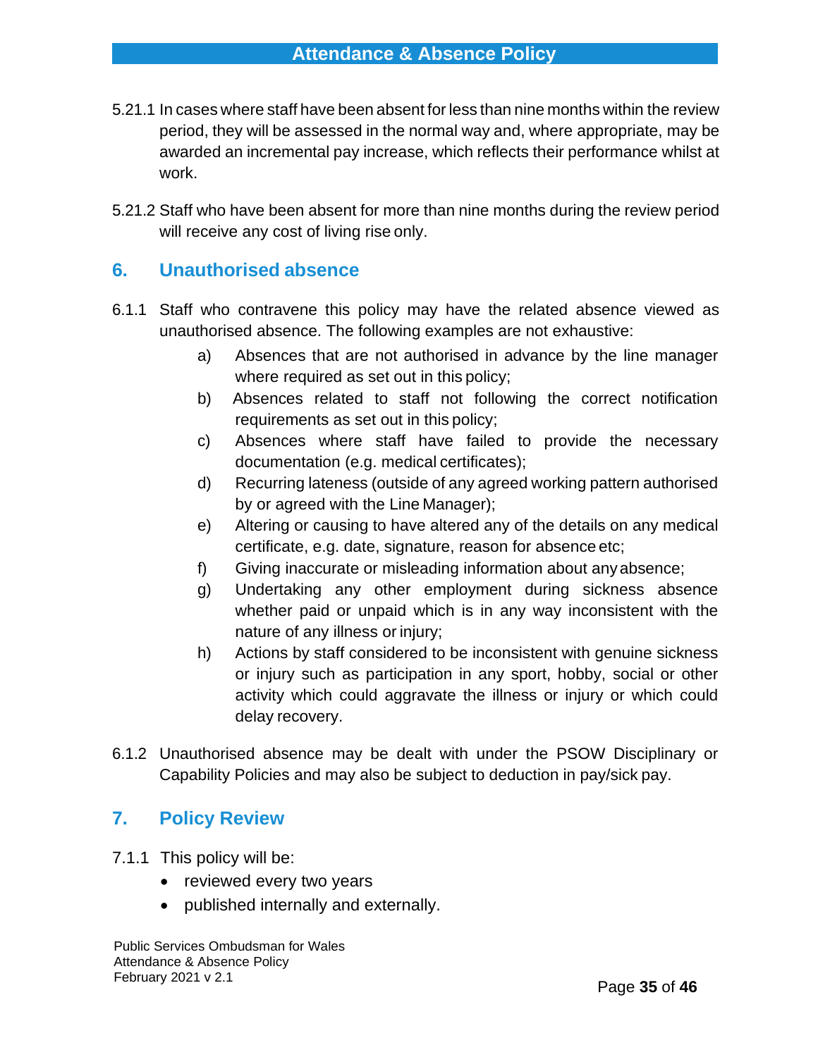5.21.1 In cases where staff have been absent for less than nine months within the review period, they will be assessed in the normal way and, where appropriate, may be awarded an incremental pay increase, which reflects their performance whilst at work.

5.21.2 Staff who have been absent for more than nine months during the review period will receive any cost of living rise only.

## 6. Unauthorised absence

6.1.1 Staff who contravene this policy may have the related absence viewed as unauthorised absence. The following examples are not exhaustive:

a) Absences that are not authorised in advance by the line manager where required as set out in this policy;
b) Absences related to staff not following the correct notification requirements as set out in this policy;
c) Absences where staff have failed to provide the necessary documentation (e.g. medical certificates);
d) Recurring lateness (outside of any agreed working pattern authorised by or agreed with the Line Manager);
e) Altering or causing to have altered any of the details on any medical certificate, e.g. date, signature, reason for absence etc;
f) Giving inaccurate or misleading information about any absence;
g) Undertaking any other employment during sickness absence whether paid or unpaid which is in any way inconsistent with the nature of any illness or injury;
h) Actions by staff considered to be inconsistent with genuine sickness or injury such as participation in any sport, hobby, social or other activity which could aggravate the illness or injury or which could delay recovery.

6.1.2 Unauthorised absence may be dealt with under the PSOW Disciplinary or Capability Policies and may also be subject to deduction in pay/sick pay.

## 7. Policy Review

7.1.1 This policy will be:

- reviewed every two years
- published internally and externally.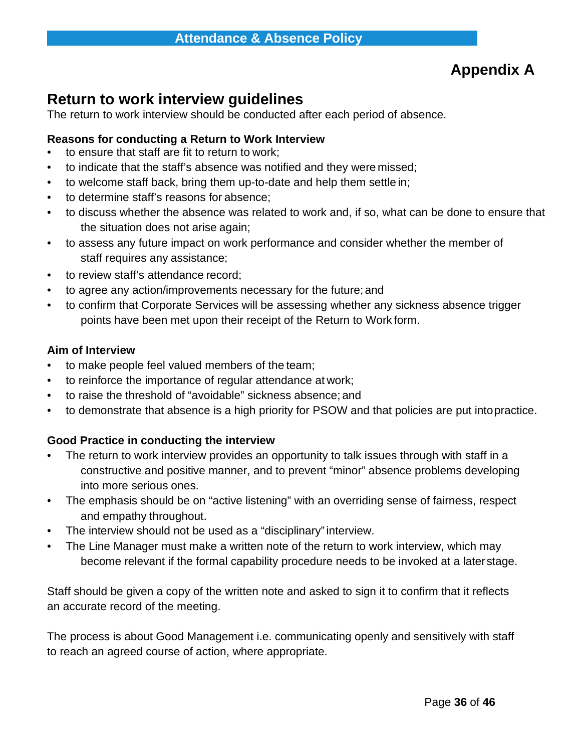# Appendix A

## Return to work interview guidelines

The return to work interview should be conducted after each period of absence.

**Reasons for conducting a Return to Work Interview**

- to ensure that staff are fit to return to work;
- to indicate that the staff's absence was notified and they were missed;
- to welcome staff back, bring them up-to-date and help them settle in;
- to determine staff's reasons for absence;
- to discuss whether the absence was related to work and, if so, what can be done to ensure that the situation does not arise again;
- to assess any future impact on work performance and consider whether the member of staff requires any assistance;
- to review staff's attendance record;
- to agree any action/improvements necessary for the future; and
- to confirm that Corporate Services will be assessing whether any sickness absence trigger points have been met upon their receipt of the Return to Work form.

**Aim of Interview**

- to make people feel valued members of the team;
- to reinforce the importance of regular attendance at work;
- to raise the threshold of "avoidable" sickness absence; and
- to demonstrate that absence is a high priority for PSOW and that policies are put into practice.

**Good Practice in conducting the interview**

- The return to work interview provides an opportunity to talk issues through with staff in a constructive and positive manner, and to prevent "minor" absence problems developing into more serious ones.
- The emphasis should be on "active listening" with an overriding sense of fairness, respect and empathy throughout.
- The interview should not be used as a "disciplinary" interview.
- The Line Manager must make a written note of the return to work interview, which may become relevant if the formal capability procedure needs to be invoked at a later stage.

Staff should be given a copy of the written note and asked to sign it to confirm that it reflects an accurate record of the meeting.

The process is about Good Management i.e. communicating openly and sensitively with staff to reach an agreed course of action, where appropriate.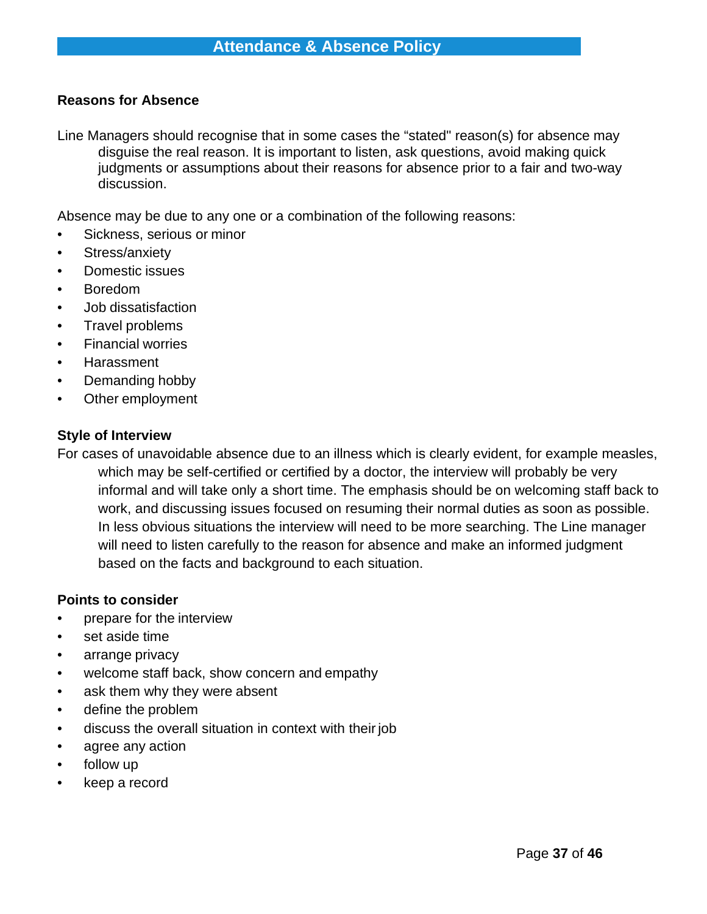## Attendance & Absence Policy

### Reasons for Absence

Line Managers should recognise that in some cases the “stated" reason(s) for absence may disguise the real reason. It is important to listen, ask questions, avoid making quick judgments or assumptions about their reasons for absence prior to a fair and two-way discussion.

Absence may be due to any one or a combination of the following reasons:

- Sickness, serious or minor
- Stress/anxiety
- Domestic issues
- Boredom
- Job dissatisfaction
- Travel problems
- Financial worries
- Harassment
- Demanding hobby
- Other employment

### Style of Interview

For cases of unavoidable absence due to an illness which is clearly evident, for example measles, which may be self-certified or certified by a doctor, the interview will probably be very informal and will take only a short time. The emphasis should be on welcoming staff back to work, and discussing issues focused on resuming their normal duties as soon as possible. In less obvious situations the interview will need to be more searching. The Line manager will need to listen carefully to the reason for absence and make an informed judgment based on the facts and background to each situation.

### Points to consider

- prepare for the interview
- set aside time
- arrange privacy
- welcome staff back, show concern and empathy
- ask them why they were absent
- define the problem
- discuss the overall situation in context with their job
- agree any action
- follow up
- keep a record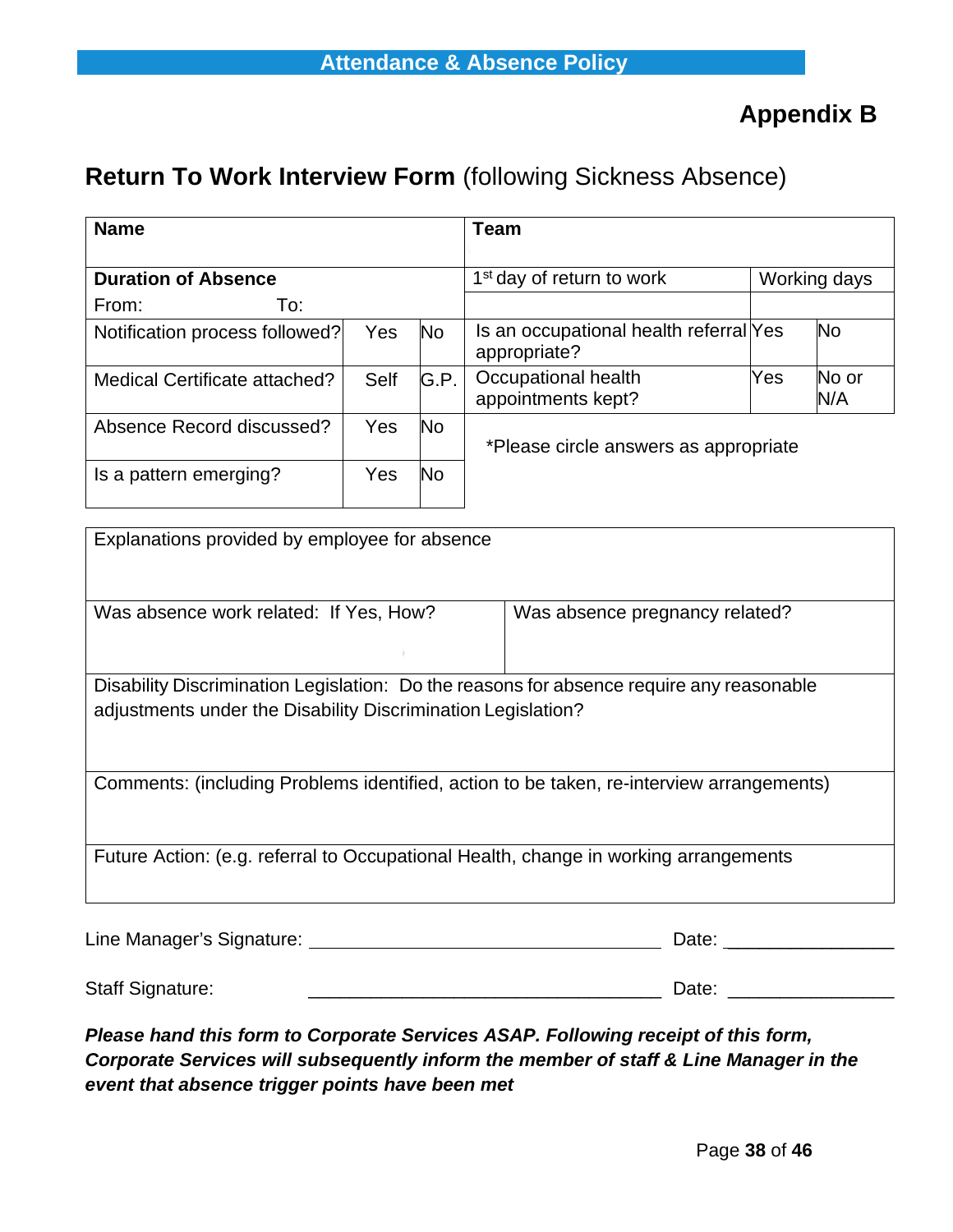## Appendix B

# **Return To Work Interview Form** (following Sickness Absence)

| **Name** | | | **Team** | | |
|---|---|---|---|---|---|
| **Duration of Absence** | | | 1st day of return to work | Working days | |
| From: To: | | | | | |
| Notification process followed? | Yes | No | Is an occupational health referral appropriate? | Yes | No |
| Medical Certificate attached? | Self | G.P. | Occupational health appointments kept? | Yes | No or N/A |
| Absence Record discussed? | Yes | No | *Please circle answers as appropriate | | |
| Is a pattern emerging? | Yes | No | | | |

| Explanations provided by employee for absence | |
|---|---|
| Was absence work related: If Yes, How? | Was absence pregnancy related? |
| Disability Discrimination Legislation: Do the reasons for absence require any reasonable adjustments under the Disability Discrimination Legislation? | |
| Comments: (including Problems identified, action to be taken, re-interview arrangements) | |
| Future Action: (e.g. referral to Occupational Health, change in working arrangements | |

Line Manager's Signature: ______________________________ Date: ______________

Staff Signature: ______________________________ Date: ______________

***Please hand this form to Corporate Services ASAP. Following receipt of this form, Corporate Services will subsequently inform the member of staff & Line Manager in the event that absence trigger points have been met***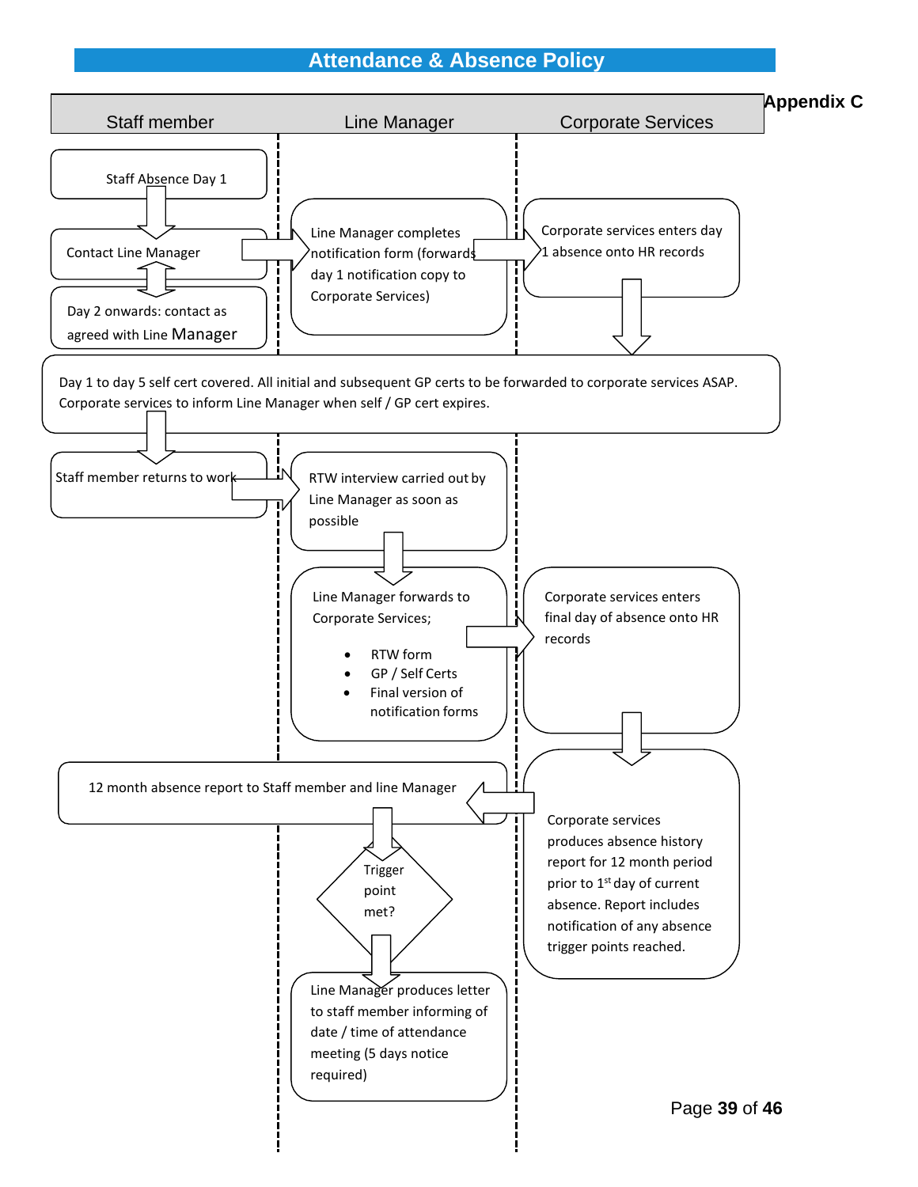# Attendance & Absence Policy

**Appendix C**

| Staff member | Line Manager | Corporate Services |
|---|---|---|

**Staff member:**

- Staff Absence Day 1
- Contact Line Manager
- Day 2 onwards: contact as agreed with Line Manager

**Line Manager:**

- Line Manager completes notification form (forwards day 1 notification copy to Corporate Services)

**Corporate Services:**

- Corporate services enters day 1 absence onto HR records

Day 1 to day 5 self cert covered. All initial and subsequent GP certs to be forwarded to corporate services ASAP. Corporate services to inform Line Manager when self / GP cert expires.

**Staff member:**

- Staff member returns to work

**Line Manager:**

- RTW interview carried out by Line Manager as soon as possible
- Line Manager forwards to Corporate Services;
  - RTW form
  - GP / Self Certs
  - Final version of notification forms

**Corporate Services:**

- Corporate services enters final day of absence onto HR records
- Corporate services produces absence history report for 12 month period prior to 1st day of current absence. Report includes notification of any absence trigger points reached.

12 month absence report to Staff member and line Manager

**Line Manager:**

- Trigger point met?
- Line Manager produces letter to staff member informing of date / time of attendance meeting (5 days notice required)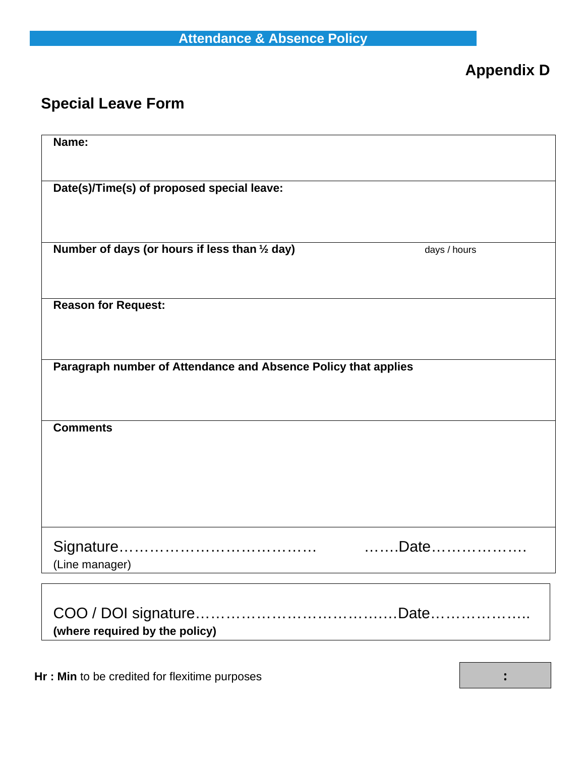Appendix D

## Special Leave Form

| |
|---|
| **Name:** |
| **Date(s)/Time(s) of proposed special leave:** |
| **Number of days (or hours if less than ½ day)** days / hours |
| **Reason for Request:** |
| **Paragraph number of Attendance and Absence Policy that applies** |
| **Comments** |
| Signature………………………………… …….Date………………. <br> (Line manager) |

| |
|---|
| COO / DOI signature…………………………………Date……………….. <br> **(where required by the policy)** |

**Hr : Min** to be credited for flexitime purposes   **:**